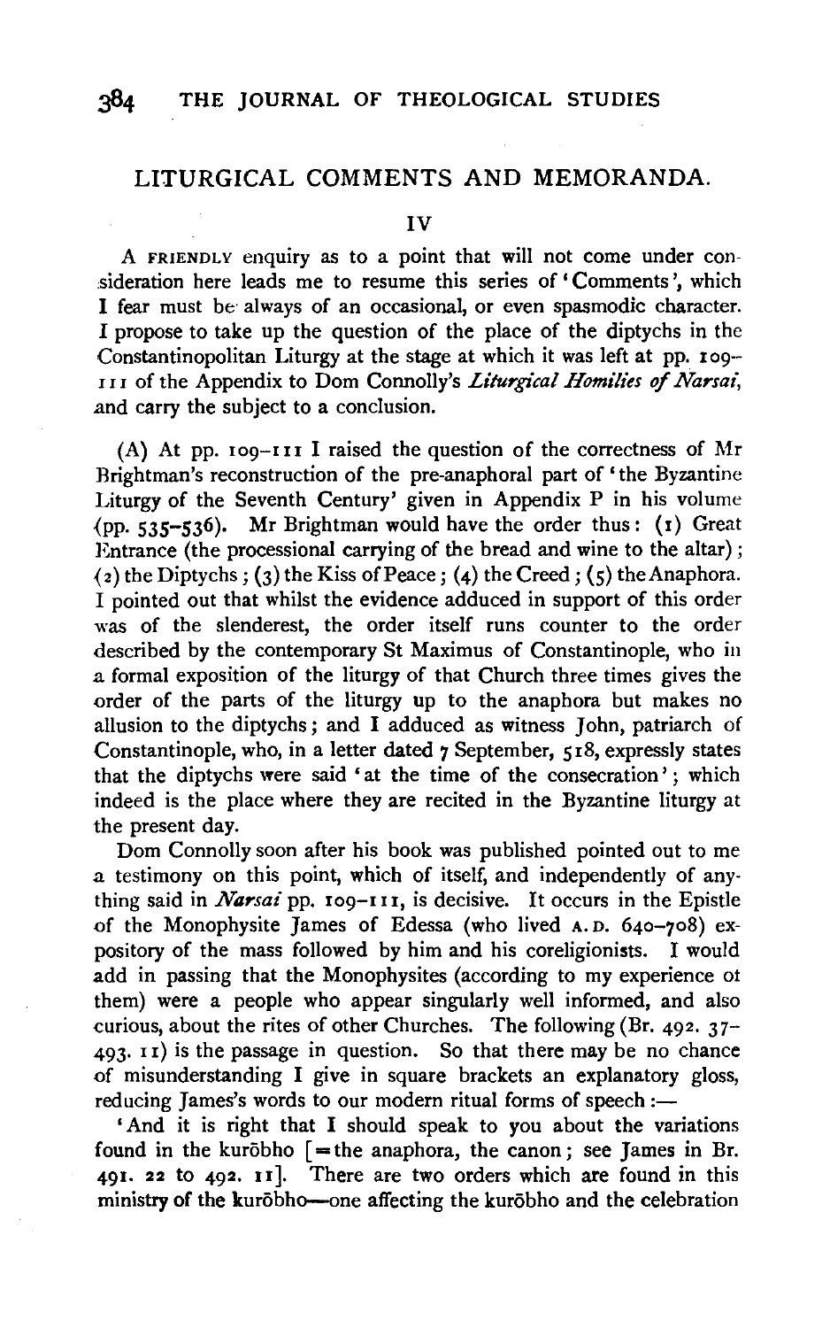## LITURGICAL COMMENTS AND MEMORANDA.

### IV

A FRIENDLY enquiry as to a point that will not come under consideration here leads me to resume this series of 'Comments', which I fear must be always of an occasional, or even spasmodic character. I propose to take up the question of the place of the diptychs in the Constantinopolitan Liturgy at the stage at which it was left at pp. 109–111 of the Appendix to Dom Connolly's *Liturgical Homilies of Narsai*, and carry the subject to a conclusion.

(A) At pp. 109–111 I raised the question of the correctness of Mr Brightman's reconstruction of the pre-anaphoral part of 'the Byzantine Liturgy of the Seventh Century' given in Appendix P in his volume (pp. 535–536). Mr Brightman would have the order thus: (1) Great Entrance (the processional carrying of the bread and wine to the altar); (2) the Diptychs; (3) the Kiss of Peace; (4) the Creed; (5) the Anaphora. I pointed out that whilst the evidence adduced in support of this order was of the slenderest, the order itself runs counter to the order described by the contemporary St Maximus of Constantinople, who in a formal exposition of the liturgy of that Church three times gives the order of the parts of the liturgy up to the anaphora but makes no allusion to the diptychs; and I adduced as witness John, patriarch of Constantinople, who, in a letter dated 7 September, 518, expressly states that the diptychs were said 'at the time of the consecration'; which indeed is the place where they are recited in the Byzantine liturgy at the present day.

Dom Connolly soon after his book was published pointed out to me a testimony on this point, which of itself, and independently of anything said in *Narsai* pp. 109–111, is decisive. It occurs in the Epistle of the Monophysite James of Edessa (who lived A.D. 640–708) expository of the mass followed by him and his coreligionists. I would add in passing that the Monophysites (according to my experience of them) were a people who appear singularly well informed, and also curious, about the rites of other Churches. The following (Br. 492. 37–493. 11) is the passage in question. So that there may be no chance of misunderstanding I give in square brackets an explanatory gloss, reducing James's words to our modern ritual forms of speech:—

'And it is right that I should speak to you about the variations found in the kurōbho [=the anaphora, the canon; see James in Br. 491. 22 to 492. 11]. There are two orders which are found in this ministry of the kurōbho—one affecting the kurōbho and the celebration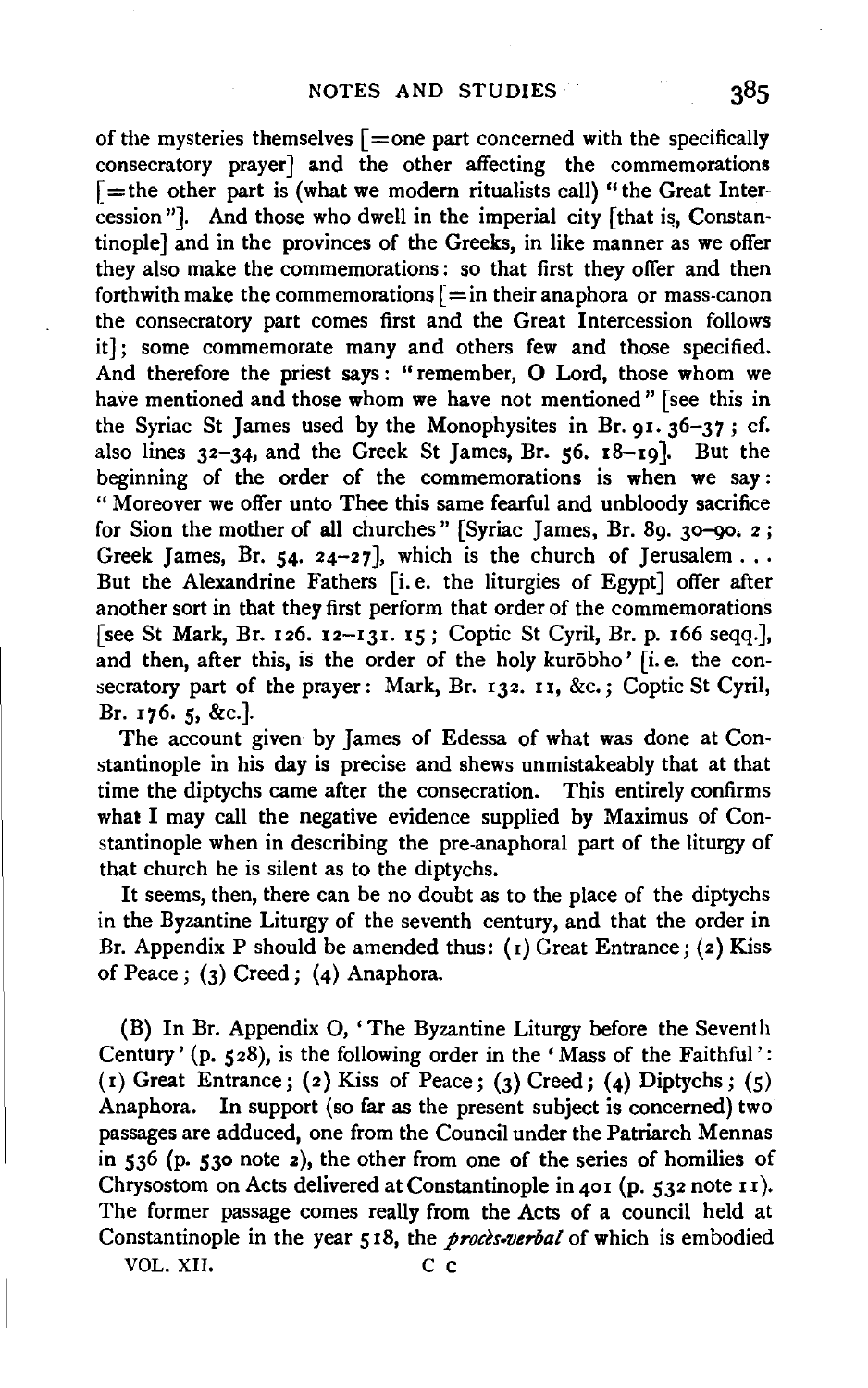of the mysteries themselves [=one part concerned with the specifically consecratory prayer] and the other affecting the commemorations [=the other part is (what we modern ritualists call) "the Great Intercession"]. And those who dwell in the imperial city [that is, Constantinople] and in the provinces of the Greeks, in like manner as we offer they also make the commemorations: so that first they offer and then forthwith make the commemorations [=in their anaphora or mass-canon the consecratory part comes first and the Great Intercession follows it]; some commemorate many and others few and those specified. And therefore the priest says: "remember, O Lord, those whom we have mentioned and those whom we have not mentioned" [see this in the Syriac St James used by the Monophysites in Br. 91. 36–37; cf. also lines 32–34, and the Greek St James, Br. 56. 18–19]. But the beginning of the order of the commemorations is when we say: "Moreover we offer unto Thee this same fearful and unbloody sacrifice for Sion the mother of all churches" [Syriac James, Br. 89. 30–90. 2; Greek James, Br. 54. 24–27], which is the church of Jerusalem . . . But the Alexandrine Fathers [i. e. the liturgies of Egypt] offer after another sort in that they first perform that order of the commemorations [see St Mark, Br. 126. 12–131. 15; Coptic St Cyril, Br. p. 166 seqq.], and then, after this, is the order of the holy kurōbho' [i. e. the consecratory part of the prayer: Mark, Br. 132. 11, &c.; Coptic St Cyril, Br. 176. 5, &c.].

The account given by James of Edessa of what was done at Constantinople in his day is precise and shews unmistakeably that at that time the diptychs came after the consecration. This entirely confirms what I may call the negative evidence supplied by Maximus of Constantinople when in describing the pre-anaphoral part of the liturgy of that church he is silent as to the diptychs.

It seems, then, there can be no doubt as to the place of the diptychs in the Byzantine Liturgy of the seventh century, and that the order in Br. Appendix P should be amended thus: (1) Great Entrance; (2) Kiss of Peace; (3) Creed; (4) Anaphora.

(B) In Br. Appendix O, 'The Byzantine Liturgy before the Seventh Century' (p. 528), is the following order in the 'Mass of the Faithful': (1) Great Entrance; (2) Kiss of Peace; (3) Creed; (4) Diptychs; (5) Anaphora. In support (so far as the present subject is concerned) two passages are adduced, one from the Council under the Patriarch Mennas in 536 (p. 530 note 2), the other from one of the series of homilies of Chrysostom on Acts delivered at Constantinople in 401 (p. 532 note 11). The former passage comes really from the Acts of a council held at Constantinople in the year 518, the *procès-verbal* of which is embodied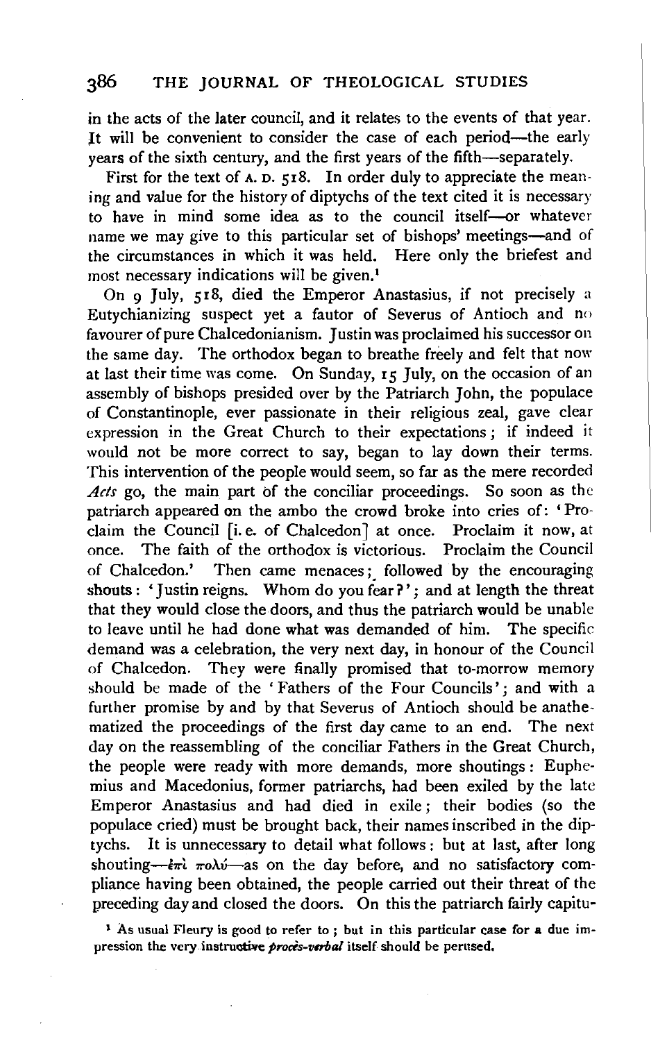in the acts of the later council, and it relates to the events of that year. It will be convenient to consider the case of each period—the early years of the sixth century, and the first years of the fifth—separately.

First for the text of A. D. 518. In order duly to appreciate the meaning and value for the history of diptychs of the text cited it is necessary to have in mind some idea as to the council itself—or whatever name we may give to this particular set of bishops' meetings—and of the circumstances in which it was held. Here only the briefest and most necessary indications will be given.[1]

On 9 July, 518, died the Emperor Anastasius, if not precisely a Eutychianizing suspect yet a fautor of Severus of Antioch and no favourer of pure Chalcedonianism. Justin was proclaimed his successor on the same day. The orthodox began to breathe freely and felt that now at last their time was come. On Sunday, 15 July, on the occasion of an assembly of bishops presided over by the Patriarch John, the populace of Constantinople, ever passionate in their religious zeal, gave clear expression in the Great Church to their expectations; if indeed it would not be more correct to say, began to lay down their terms. This intervention of the people would seem, so far as the mere recorded *Acts* go, the main part of the conciliar proceedings. So soon as the patriarch appeared on the ambo the crowd broke into cries of: 'Proclaim the Council [i. e. of Chalcedon] at once. Proclaim it now, at once. The faith of the orthodox is victorious. Proclaim the Council of Chalcedon.' Then came menaces; followed by the encouraging shouts: 'Justin reigns. Whom do you fear?'; and at length the threat that they would close the doors, and thus the patriarch would be unable to leave until he had done what was demanded of him. The specific demand was a celebration, the very next day, in honour of the Council of Chalcedon. They were finally promised that to-morrow memory should be made of the 'Fathers of the Four Councils'; and with a further promise by and by that Severus of Antioch should be anathematized the proceedings of the first day came to an end. The next day on the reassembling of the conciliar Fathers in the Great Church, the people were ready with more demands, more shoutings: Euphemius and Macedonius, former patriarchs, had been exiled by the late Emperor Anastasius and had died in exile; their bodies (so the populace cried) must be brought back, their names inscribed in the diptychs. It is unnecessary to detail what follows: but at last, after long shouting—ἐπὶ πολύ—as on the day before, and no satisfactory compliance having been obtained, the people carried out their threat of the preceding day and closed the doors. On this the patriarch fairly capitu-

[1] As usual Fleury is good to refer to; but in this particular case for a due impression the very instructive *procès-verbal* itself should be perused.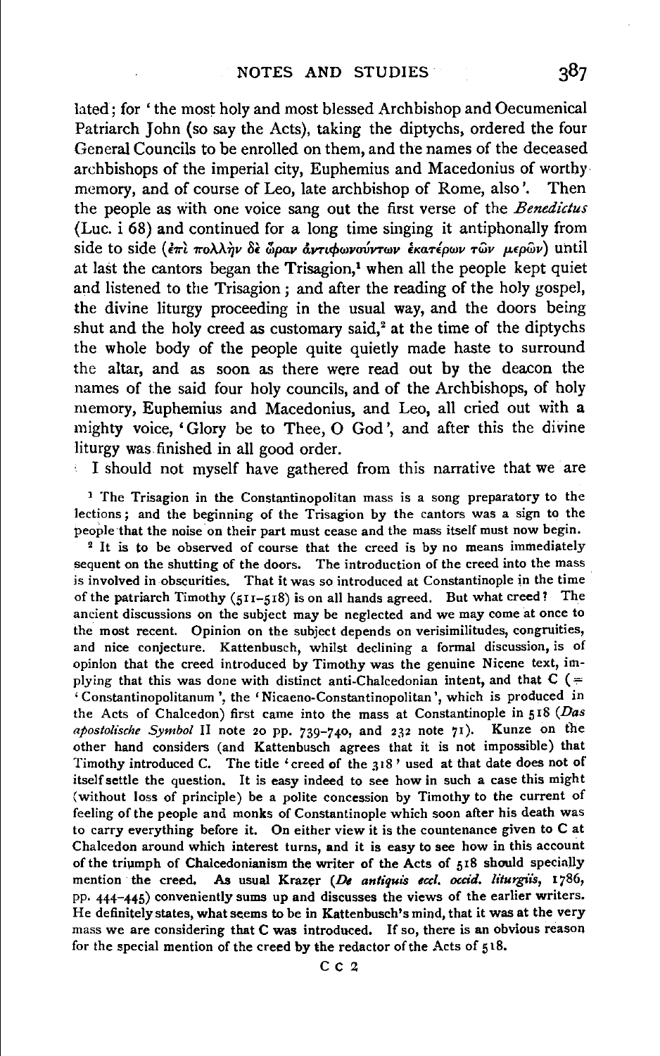lated; for 'the most holy and most blessed Archbishop and Oecumenical Patriarch John (so say the Acts), taking the diptychs, ordered the four General Councils to be enrolled on them, and the names of the deceased archbishops of the imperial city, Euphemius and Macedonius of worthy memory, and of course of Leo, late archbishop of Rome, also'. Then the people as with one voice sang out the first verse of the *Benedictus* (Luc. i 68) and continued for a long time singing it antiphonally from side to side (ἐπὶ πολλὴν δὲ ὥραν ἀντιφωνούντων ἑκατέρων τῶν μερῶν) until at last the cantors began the Trisagion,[1] when all the people kept quiet and listened to the Trisagion; and after the reading of the holy gospel, the divine liturgy proceeding in the usual way, and the doors being shut and the holy creed as customary said,[2] at the time of the diptychs the whole body of the people quite quietly made haste to surround the altar, and as soon as there were read out by the deacon the names of the said four holy councils, and of the Archbishops, of holy memory, Euphemius and Macedonius, and Leo, all cried out with a mighty voice, 'Glory be to Thee, O God', and after this the divine liturgy was finished in all good order.

I should not myself have gathered from this narrative that we are

[1] The Trisagion in the Constantinopolitan mass is a song preparatory to the lections; and the beginning of the Trisagion by the cantors was a sign to the people that the noise on their part must cease and the mass itself must now begin.

[2] It is to be observed of course that the creed is by no means immediately sequent on the shutting of the doors. The introduction of the creed into the mass is involved in obscurities. That it was so introduced at Constantinople in the time of the patriarch Timothy (511–518) is on all hands agreed. But what creed? The ancient discussions on the subject may be neglected and we may come at once to the most recent. Opinion on the subject depends on verisimilitudes, congruities, and nice conjecture. Kattenbusch, whilst declining a formal discussion, is of opinion that the creed introduced by Timothy was the genuine Nicene text, implying that this was done with distinct anti-Chalcedonian intent, and that C (= 'Constantinopolitanum', the 'Nicaeno-Constantinopolitan', which is produced in the Acts of Chalcedon) first came into the mass at Constantinople in 518 (*Das apostolische Symbol* II note 20 pp. 739–740, and 232 note 71). Kunze on the other hand considers (and Kattenbusch agrees that it is not impossible) that Timothy introduced C. The title 'creed of the 318' used at that date does not of itself settle the question. It is easy indeed to see how in such a case this might (without loss of principle) be a polite concession by Timothy to the current of feeling of the people and monks of Constantinople which soon after his death was to carry everything before it. On either view it is the countenance given to C at Chalcedon around which interest turns, and it is easy to see how in this account of the triumph of Chalcedonianism the writer of the Acts of 518 should specially mention the creed. As usual Krazer (*De antiquis eccl. occid. liturgiis*, 1786, pp. 444–445) conveniently sums up and discusses the views of the earlier writers. He definitely states, what seems to be in Kattenbusch's mind, that it was at the very mass we are considering that C was introduced. If so, there is an obvious reason for the special mention of the creed by the redactor of the Acts of 518.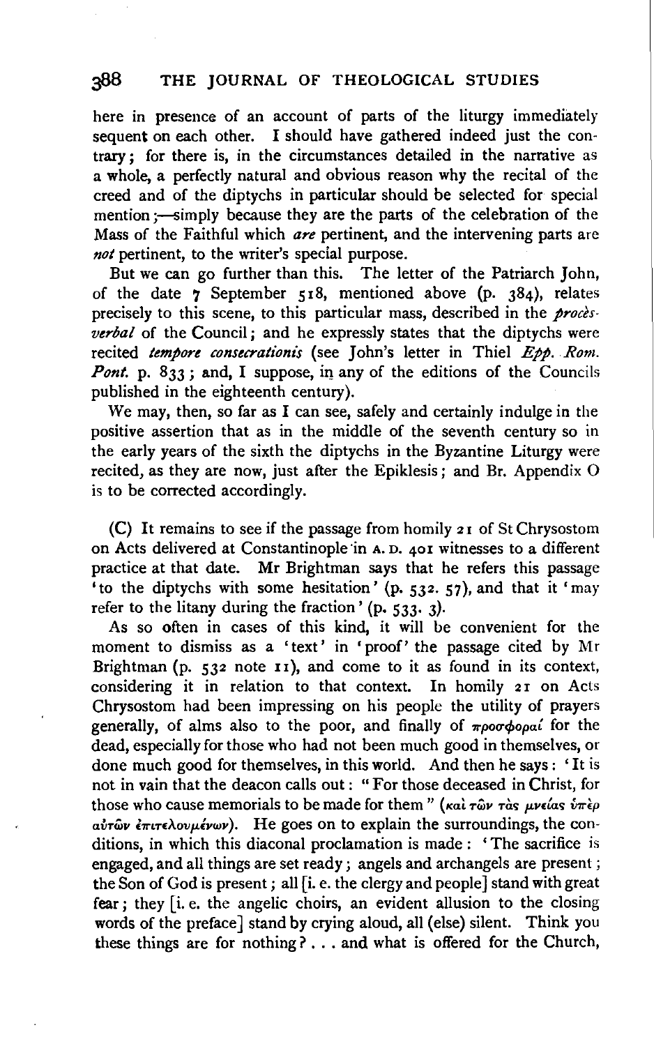here in presence of an account of parts of the liturgy immediately sequent on each other. I should have gathered indeed just the contrary; for there is, in the circumstances detailed in the narrative as a whole, a perfectly natural and obvious reason why the recital of the creed and of the diptychs in particular should be selected for special mention;—simply because they are the parts of the celebration of the Mass of the Faithful which *are* pertinent, and the intervening parts are *not* pertinent, to the writer's special purpose.

But we can go further than this. The letter of the Patriarch John, of the date 7 September 518, mentioned above (p. 384), relates precisely to this scene, to this particular mass, described in the *procès-verbal* of the Council; and he expressly states that the diptychs were recited *tempore consecrationis* (see John's letter in Thiel *Epp. Rom. Pont.* p. 833; and, I suppose, in any of the editions of the Councils published in the eighteenth century).

We may, then, so far as I can see, safely and certainly indulge in the positive assertion that as in the middle of the seventh century so in the early years of the sixth the diptychs in the Byzantine Liturgy were recited, as they are now, just after the Epiklesis; and Br. Appendix O is to be corrected accordingly.

(C) It remains to see if the passage from homily 21 of St Chrysostom on Acts delivered at Constantinople in A. D. 401 witnesses to a different practice at that date. Mr Brightman says that he refers this passage 'to the diptychs with some hesitation' (p. 532. 57), and that it 'may refer to the litany during the fraction' (p. 533. 3).

As so often in cases of this kind, it will be convenient for the moment to dismiss as a 'text' in 'proof' the passage cited by Mr Brightman (p. 532 note 11), and come to it as found in its context, considering it in relation to that context. In homily 21 on Acts Chrysostom had been impressing on his people the utility of prayers generally, of alms also to the poor, and finally of προσφοραί for the dead, especially for those who had not been much good in themselves, or done much good for themselves, in this world. And then he says: 'It is not in vain that the deacon calls out: "For those deceased in Christ, for those who cause memorials to be made for them" (καὶ τῶν τὰς μνείας ὑπὲρ αὐτῶν ἐπιτελουμένων). He goes on to explain the surroundings, the conditions, in which this diaconal proclamation is made: 'The sacrifice is engaged, and all things are set ready; angels and archangels are present; the Son of God is present; all [i. e. the clergy and people] stand with great fear; they [i. e. the angelic choirs, an evident allusion to the closing words of the preface] stand by crying aloud, all (else) silent. Think you these things are for nothing? . . . and what is offered for the Church,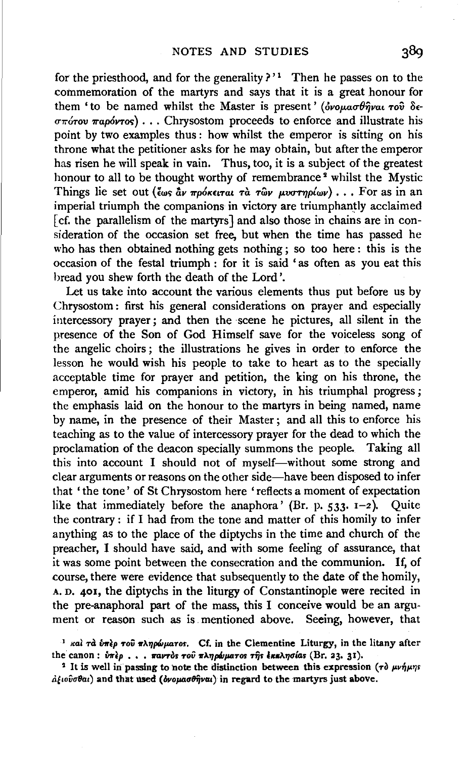for the priesthood, and for the generality?'[1] Then he passes on to the commemoration of the martyrs and says that it is a great honour for them 'to be named whilst the Master is present' (ὀνομασθῆναι τοῦ δεσπότου παρόντος) . . . Chrysostom proceeds to enforce and illustrate his point by two examples thus: how whilst the emperor is sitting on his throne what the petitioner asks for he may obtain, but after the emperor has risen he will speak in vain. Thus, too, it is a subject of the greatest honour to all to be thought worthy of remembrance[2] whilst the Mystic Things lie set out (ἕως ἂν πρόκειται τὰ τῶν μυστηρίων) . . . For as in an imperial triumph the companions in victory are triumphantly acclaimed [cf. the parallelism of the martyrs] and also those in chains are in consideration of the occasion set free, but when the time has passed he who has then obtained nothing gets nothing; so too here: this is the occasion of the festal triumph: for it is said 'as often as you eat this bread you shew forth the death of the Lord'.

Let us take into account the various elements thus put before us by Chrysostom: first his general considerations on prayer and especially intercessory prayer; and then the scene he pictures, all silent in the presence of the Son of God Himself save for the voiceless song of the angelic choirs; the illustrations he gives in order to enforce the lesson he would wish his people to take to heart as to the specially acceptable time for prayer and petition, the king on his throne, the emperor, amid his companions in victory, in his triumphal progress; the emphasis laid on the honour to the martyrs in being named, name by name, in the presence of their Master; and all this to enforce his teaching as to the value of intercessory prayer for the dead to which the proclamation of the deacon specially summons the people. Taking all this into account I should not of myself—without some strong and clear arguments or reasons on the other side—have been disposed to infer that 'the tone' of St Chrysostom here 'reflects a moment of expectation like that immediately before the anaphora' (Br. p. 533. 1–2). Quite the contrary: if I had from the tone and matter of this homily to infer anything as to the place of the diptychs in the time and church of the preacher, I should have said, and with some feeling of assurance, that it was some point between the consecration and the communion. If, of course, there were evidence that subsequently to the date of the homily, A. D. 401, the diptychs in the liturgy of Constantinople were recited in the pre-anaphoral part of the mass, this I conceive would be an argument or reason such as is mentioned above. Seeing, however, that

[1] καὶ τὰ ὑπὲρ τοῦ πληρώματος. Cf. in the Clementine Liturgy, in the litany after the canon: ὑπὲρ . . . παντὸς τοῦ πληρώματος τῆς ἐκκλησίας (Br. 23. 31).

[2] It is well in passing to note the distinction between this expression (τὸ μνήμης ἀξιοῦσθαι) and that used (ὀνομασθῆναι) in regard to the martyrs just above.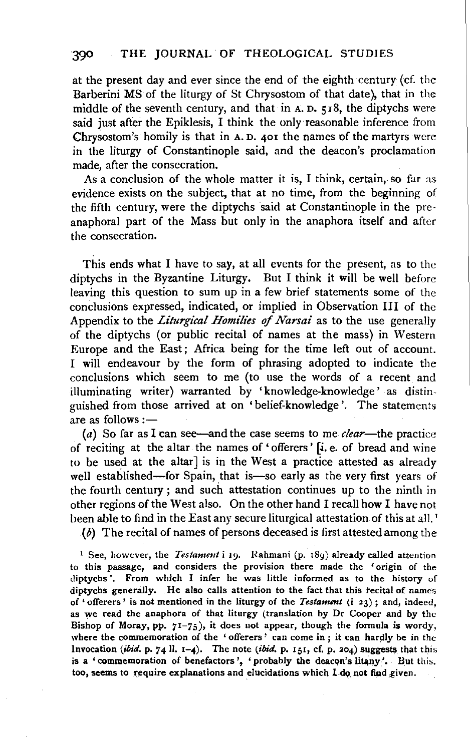at the present day and ever since the end of the eighth century (cf. the Barberini MS of the liturgy of St Chrysostom of that date), that in the middle of the seventh century, and that in A. D. 518, the diptychs were said just after the Epiklesis, I think the only reasonable inference from Chrysostom's homily is that in A. D. 401 the names of the martyrs were in the liturgy of Constantinople said, and the deacon's proclamation made, after the consecration.

As a conclusion of the whole matter it is, I think, certain, so far as evidence exists on the subject, that at no time, from the beginning of the fifth century, were the diptychs said at Constantinople in the pre-anaphoral part of the Mass but only in the anaphora itself and after the consecration.

This ends what I have to say, at all events for the present, as to the diptychs in the Byzantine Liturgy. But I think it will be well before leaving this question to sum up in a few brief statements some of the conclusions expressed, indicated, or implied in Observation III of the Appendix to the *Liturgical Homilies of Narsai* as to the use generally of the diptychs (or public recital of names at the mass) in Western Europe and the East; Africa being for the time left out of account. I will endeavour by the form of phrasing adopted to indicate the conclusions which seem to me (to use the words of a recent and illuminating writer) warranted by 'knowledge-knowledge' as distinguished from those arrived at on 'belief-knowledge'. The statements are as follows:—

(*a*) So far as I can see—and the case seems to me *clear*—the practice of reciting at the altar the names of 'offerers' [i. e. of bread and wine to be used at the altar] is in the West a practice attested as already well established—for Spain, that is—so early as the very first years of the fourth century; and such attestation continues up to the ninth in other regions of the West also. On the other hand I recall how I have not been able to find in the East any secure liturgical attestation of this at all.[1]

(*b*) The recital of names of persons deceased is first attested among the

[1] See, however, the *Testament* i 19. Rahmani (p. 189) already called attention to this passage, and considers the provision there made the 'origin of the diptychs'. From which I infer he was little informed as to the history of diptychs generally. He also calls attention to the fact that this recital of names of 'offerers' is not mentioned in the liturgy of the *Testament* (i 23); and, indeed, as we read the anaphora of that liturgy (translation by Dr Cooper and by the Bishop of Moray, pp. 71–75), it does not appear, though the formula is wordy, where the commemoration of the 'offerers' can come in; it can hardly be in the Invocation (*ibid.* p. 74 ll. 1–4). The note (*ibid.* p. 151, cf. p. 204) suggests that this is a 'commemoration of benefactors', 'probably the deacon's litany'. But this, too, seems to require explanations and elucidations which I do not find given.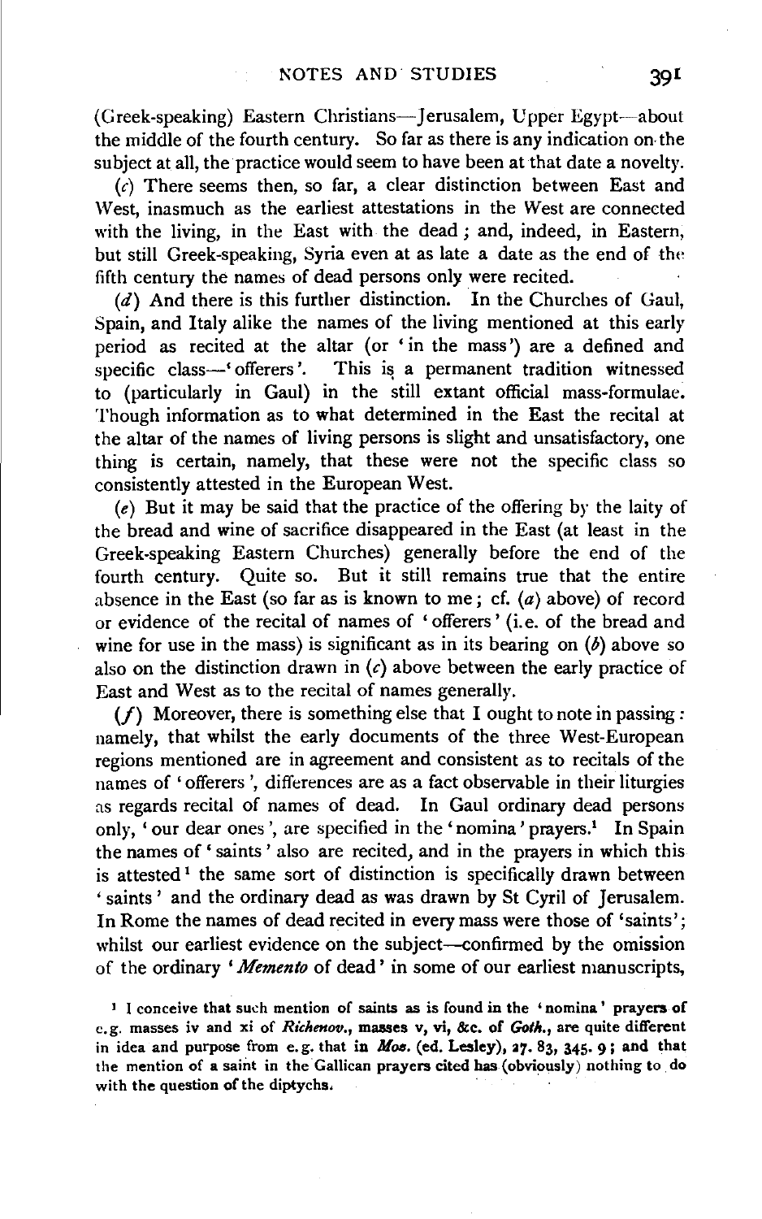(Greek-speaking) Eastern Christians—Jerusalem, Upper Egypt—about the middle of the fourth century. So far as there is any indication on the subject at all, the practice would seem to have been at that date a novelty.

(*c*) There seems then, so far, a clear distinction between East and West, inasmuch as the earliest attestations in the West are connected with the living, in the East with the dead; and, indeed, in Eastern, but still Greek-speaking, Syria even at as late a date as the end of the fifth century the names of dead persons only were recited.

(*d*) And there is this further distinction. In the Churches of Gaul, Spain, and Italy alike the names of the living mentioned at this early period as recited at the altar (or 'in the mass') are a defined and specific class—'offerers'. This is a permanent tradition witnessed to (particularly in Gaul) in the still extant official mass-formulae. Though information as to what determined in the East the recital at the altar of the names of living persons is slight and unsatisfactory, one thing is certain, namely, that these were not the specific class so consistently attested in the European West.

(*e*) But it may be said that the practice of the offering by the laity of the bread and wine of sacrifice disappeared in the East (at least in the Greek-speaking Eastern Churches) generally before the end of the fourth century. Quite so. But it still remains true that the entire absence in the East (so far as is known to me; cf. (*a*) above) of record or evidence of the recital of names of 'offerers' (i.e. of the bread and wine for use in the mass) is significant as in its bearing on (*b*) above so also on the distinction drawn in (*c*) above between the early practice of East and West as to the recital of names generally.

(*f*) Moreover, there is something else that I ought to note in passing: namely, that whilst the early documents of the three West-European regions mentioned are in agreement and consistent as to recitals of the names of 'offerers', differences are as a fact observable in their liturgies as regards recital of names of dead. In Gaul ordinary dead persons only, 'our dear ones', are specified in the 'nomina' prayers.[1] In Spain the names of 'saints' also are recited, and in the prayers in which this is attested[1] the same sort of distinction is specifically drawn between 'saints' and the ordinary dead as was drawn by St Cyril of Jerusalem. In Rome the names of dead recited in every mass were those of 'saints'; whilst our earliest evidence on the subject—confirmed by the omission of the ordinary '*Memento* of dead' in some of our earliest manuscripts,

[1] I conceive that such mention of saints as is found in the 'nomina' prayers of e.g. masses iv and xi of *Richenov.*, masses v, vi, &c. of *Goth.*, are quite different in idea and purpose from e.g. that in *Moz.* (ed. Lesley), 27. 83, 345. 9; and that the mention of a saint in the Gallican prayers cited has (obviously) nothing to do with the question of the diptychs.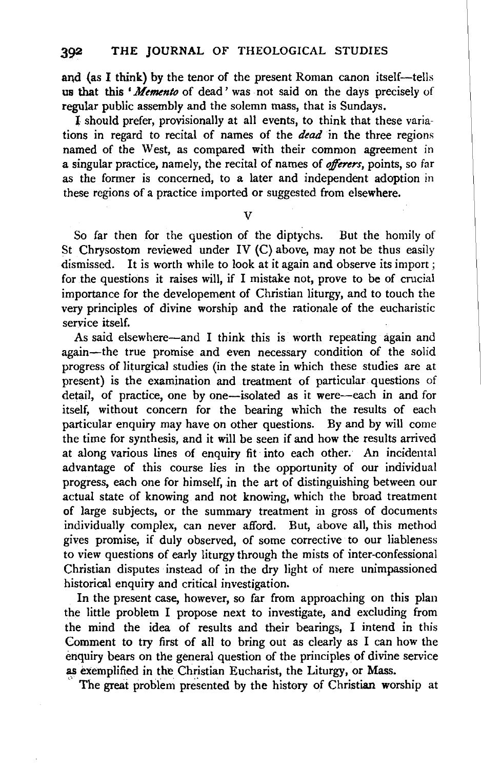and (as I think) by the tenor of the present Roman canon itself—tells us that this '*Memento* of dead' was not said on the days precisely of regular public assembly and the solemn mass, that is Sundays.

I should prefer, provisionally at all events, to think that these variations in regard to recital of names of the *dead* in the three regions named of the West, as compared with their common agreement in a singular practice, namely, the recital of names of *offerers*, points, so far as the former is concerned, to a later and independent adoption in these regions of a practice imported or suggested from elsewhere.

## V

So far then for the question of the diptychs. But the homily of St Chrysostom reviewed under IV (C) above, may not be thus easily dismissed. It is worth while to look at it again and observe its import; for the questions it raises will, if I mistake not, prove to be of crucial importance for the developement of Christian liturgy, and to touch the very principles of divine worship and the rationale of the eucharistic service itself.

As said elsewhere—and I think this is worth repeating again and again—the true promise and even necessary condition of the solid progress of liturgical studies (in the state in which these studies are at present) is the examination and treatment of particular questions of detail, of practice, one by one—isolated as it were—each in and for itself, without concern for the bearing which the results of each particular enquiry may have on other questions. By and by will come the time for synthesis, and it will be seen if and how the results arrived at along various lines of enquiry fit into each other. An incidental advantage of this course lies in the opportunity of our individual progress, each one for himself, in the art of distinguishing between our actual state of knowing and not knowing, which the broad treatment of large subjects, or the summary treatment in gross of documents individually complex, can never afford. But, above all, this method gives promise, if duly observed, of some corrective to our liableness to view questions of early liturgy through the mists of inter-confessional Christian disputes instead of in the dry light of mere unimpassioned historical enquiry and critical investigation.

In the present case, however, so far from approaching on this plan the little problem I propose next to investigate, and excluding from the mind the idea of results and their bearings, I intend in this Comment to try first of all to bring out as clearly as I can how the enquiry bears on the general question of the principles of divine service as exemplified in the Christian Eucharist, the Liturgy, or Mass.

The great problem presented by the history of Christian worship at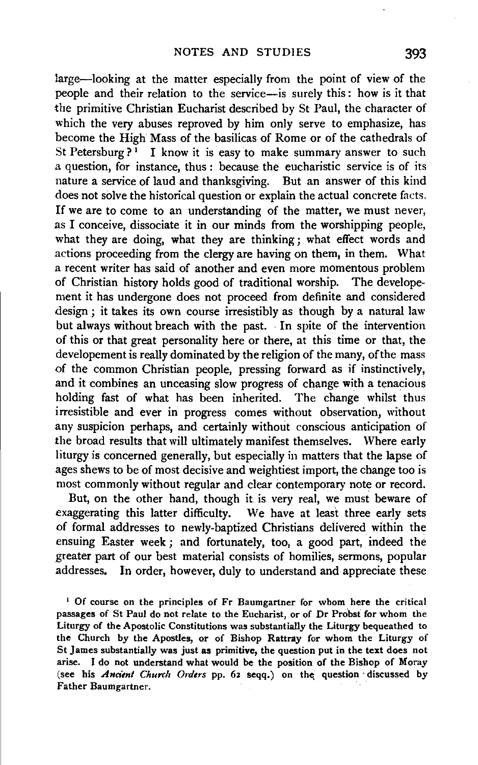large—looking at the matter especially from the point of view of the people and their relation to the service—is surely this: how is it that the primitive Christian Eucharist described by St Paul, the character of which the very abuses reproved by him only serve to emphasize, has become the High Mass of the basilicas of Rome or of the cathedrals of St Petersburg?[1] I know it is easy to make summary answer to such a question, for instance, thus: because the eucharistic service is of its nature a service of laud and thanksgiving. But an answer of this kind does not solve the historical question or explain the actual concrete facts. If we are to come to an understanding of the matter, we must never, as I conceive, dissociate it in our minds from the worshipping people, what they are doing, what they are thinking; what effect words and actions proceeding from the clergy are having on them, in them. What a recent writer has said of another and even more momentous problem of Christian history holds good of traditional worship. The developement it has undergone does not proceed from definite and considered design; it takes its own course irresistibly as though by a natural law but always without breach with the past. In spite of the intervention of this or that great personality here or there, at this time or that, the developement is really dominated by the religion of the many, of the mass of the common Christian people, pressing forward as if instinctively, and it combines an unceasing slow progress of change with a tenacious holding fast of what has been inherited. The change whilst thus irresistible and ever in progress comes without observation, without any suspicion perhaps, and certainly without conscious anticipation of the broad results that will ultimately manifest themselves. Where early liturgy is concerned generally, but especially in matters that the lapse of ages shews to be of most decisive and weightiest import, the change too is most commonly without regular and clear contemporary note or record.

But, on the other hand, though it is very real, we must beware of exaggerating this latter difficulty. We have at least three early sets of formal addresses to newly-baptized Christians delivered within the ensuing Easter week; and fortunately, too, a good part, indeed the greater part of our best material consists of homilies, sermons, popular addresses. In order, however, duly to understand and appreciate these

[1] Of course on the principles of Fr Baumgartner for whom here the critical passages of St Paul do not relate to the Eucharist, or of Dr Probst for whom the Liturgy of the Apostolic Constitutions was substantially the Liturgy bequeathed to the Church by the Apostles, or of Bishop Rattray for whom the Liturgy of St James substantially was just as primitive, the question put in the text does not arise. I do not understand what would be the position of the Bishop of Moray (see his *Ancient Church Orders* pp. 62 seqq.) on the question discussed by Father Baumgartner.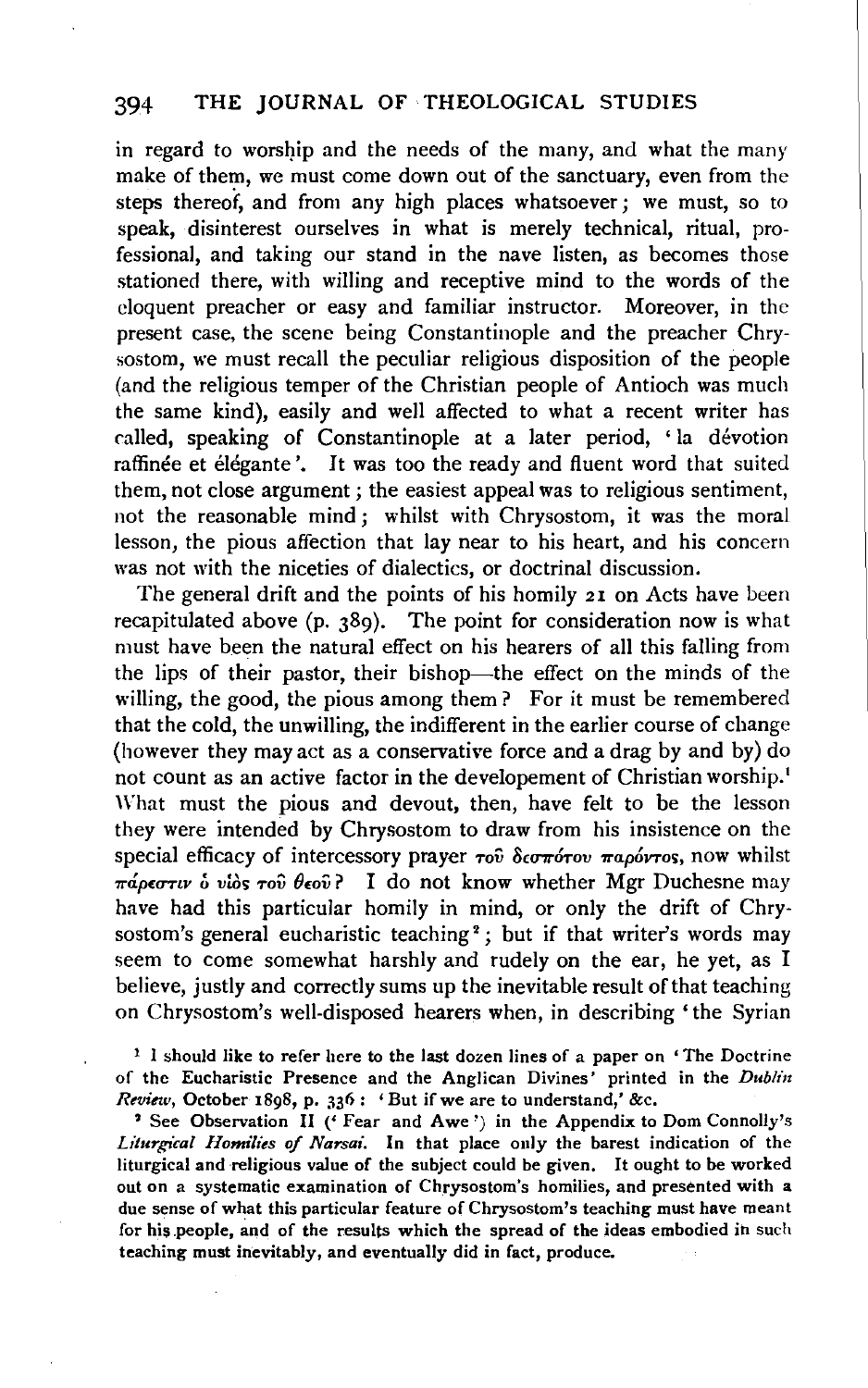in regard to worship and the needs of the many, and what the many make of them, we must come down out of the sanctuary, even from the steps thereof, and from any high places whatsoever; we must, so to speak, disinterest ourselves in what is merely technical, ritual, professional, and taking our stand in the nave listen, as becomes those stationed there, with willing and receptive mind to the words of the eloquent preacher or easy and familiar instructor. Moreover, in the present case, the scene being Constantinople and the preacher Chrysostom, we must recall the peculiar religious disposition of the people (and the religious temper of the Christian people of Antioch was much the same kind), easily and well affected to what a recent writer has called, speaking of Constantinople at a later period, 'la dévotion raffinée et élégante'. It was too the ready and fluent word that suited them, not close argument; the easiest appeal was to religious sentiment, not the reasonable mind; whilst with Chrysostom, it was the moral lesson, the pious affection that lay near to his heart, and his concern was not with the niceties of dialectics, or doctrinal discussion.

The general drift and the points of his homily 21 on Acts have been recapitulated above (p. 389). The point for consideration now is what must have been the natural effect on his hearers of all this falling from the lips of their pastor, their bishop—the effect on the minds of the willing, the good, the pious among them? For it must be remembered that the cold, the unwilling, the indifferent in the earlier course of change (however they may act as a conservative force and a drag by and by) do not count as an active factor in the developement of Christian worship.[1] What must the pious and devout, then, have felt to be the lesson they were intended by Chrysostom to draw from his insistence on the special efficacy of intercessory prayer τοῦ δεσπότου παρόντος, now whilst πάρεστιν ὁ υἱὸς τοῦ θεοῦ? I do not know whether Mgr Duchesne may have had this particular homily in mind, or only the drift of Chrysostom's general eucharistic teaching[2]; but if that writer's words may seem to come somewhat harshly and rudely on the ear, he yet, as I believe, justly and correctly sums up the inevitable result of that teaching on Chrysostom's well-disposed hearers when, in describing 'the Syrian

[1] I should like to refer here to the last dozen lines of a paper on 'The Doctrine of the Eucharistic Presence and the Anglican Divines' printed in the *Dublin Review*, October 1898, p. 336: 'But if we are to understand,' &c.

[2] See Observation II ('Fear and Awe') in the Appendix to Dom Connolly's *Liturgical Homilies of Narsai*. In that place only the barest indication of the liturgical and religious value of the subject could be given. It ought to be worked out on a systematic examination of Chrysostom's homilies, and presented with a due sense of what this particular feature of Chrysostom's teaching must have meant for his people, and of the results which the spread of the ideas embodied in such teaching must inevitably, and eventually did in fact, produce.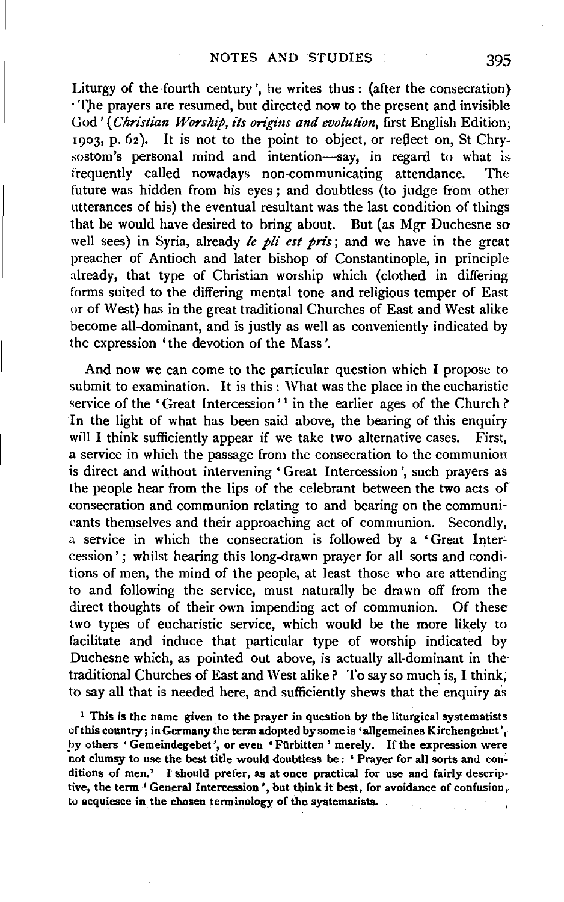Liturgy of the fourth century', he writes thus: (after the consecration) 'The prayers are resumed, but directed now to the present and invisible God' (*Christian Worship, its origins and evolution*, first English Edition, 1903, p. 62). It is not to the point to object, or reflect on, St Chrysostom's personal mind and intention—say, in regard to what is frequently called nowadays non-communicating attendance. The future was hidden from his eyes; and doubtless (to judge from other utterances of his) the eventual resultant was the last condition of things that he would have desired to bring about. But (as Mgr Duchesne so well sees) in Syria, already *le pli est pris*; and we have in the great preacher of Antioch and later bishop of Constantinople, in principle already, that type of Christian worship which (clothed in differing forms suited to the differing mental tone and religious temper of East or of West) has in the great traditional Churches of East and West alike become all-dominant, and is justly as well as conveniently indicated by the expression 'the devotion of the Mass'.

And now we can come to the particular question which I propose to submit to examination. It is this: What was the place in the eucharistic service of the 'Great Intercession'[1] in the earlier ages of the Church? In the light of what has been said above, the bearing of this enquiry will I think sufficiently appear if we take two alternative cases. First, a service in which the passage from the consecration to the communion is direct and without intervening 'Great Intercession', such prayers as the people hear from the lips of the celebrant between the two acts of consecration and communion relating to and bearing on the communicants themselves and their approaching act of communion. Secondly, a service in which the consecration is followed by a 'Great Intercession'; whilst hearing this long-drawn prayer for all sorts and conditions of men, the mind of the people, at least those who are attending to and following the service, must naturally be drawn off from the direct thoughts of their own impending act of communion. Of these two types of eucharistic service, which would be the more likely to facilitate and induce that particular type of worship indicated by Duchesne which, as pointed out above, is actually all-dominant in the traditional Churches of East and West alike? To say so much is, I think, to say all that is needed here, and sufficiently shews that the enquiry as

[1] This is the name given to the prayer in question by the liturgical systematists of this country; in Germany the term adopted by some is 'allgemeines Kirchengebet', by others 'Gemeindegebet', or even 'Fürbitten' merely. If the expression were not clumsy to use the best title would doubtless be: 'Prayer for all sorts and conditions of men.' I should prefer, as at once practical for use and fairly descriptive, the term 'General Intercession', but think it best, for avoidance of confusion, to acquiesce in the chosen terminology of the systematists.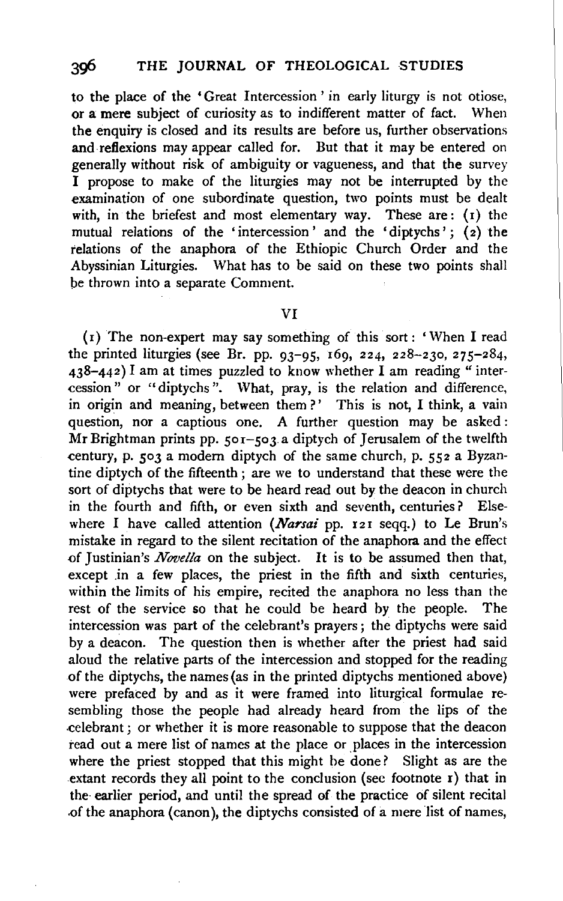to the place of the 'Great Intercession' in early liturgy is not otiose, or a mere subject of curiosity as to indifferent matter of fact. When the enquiry is closed and its results are before us, further observations and reflexions may appear called for. But that it may be entered on generally without risk of ambiguity or vagueness, and that the survey I propose to make of the liturgies may not be interrupted by the examination of one subordinate question, two points must be dealt with, in the briefest and most elementary way. These are: (1) the mutual relations of the 'intercession' and the 'diptychs'; (2) the relations of the anaphora of the Ethiopic Church Order and the Abyssinian Liturgies. What has to be said on these two points shall be thrown into a separate Comment.

## VI

(1) The non-expert may say something of this sort: 'When I read the printed liturgies (see Br. pp. 93–95, 169, 224, 228–230, 275–284, 438–442) I am at times puzzled to know whether I am reading "intercession" or "diptychs". What, pray, is the relation and difference, in origin and meaning, between them?' This is not, I think, a vain question, nor a captious one. A further question may be asked: Mr Brightman prints pp. 501–503 a diptych of Jerusalem of the twelfth century, p. 503 a modern diptych of the same church, p. 552 a Byzantine diptych of the fifteenth; are we to understand that these were the sort of diptychs that were to be heard read out by the deacon in church in the fourth and fifth, or even sixth and seventh, centuries? Elsewhere I have called attention (*Narsai* pp. 121 seqq.) to Le Brun's mistake in regard to the silent recitation of the anaphora and the effect of Justinian's *Novella* on the subject. It is to be assumed then that, except in a few places, the priest in the fifth and sixth centuries, within the limits of his empire, recited the anaphora no less than the rest of the service so that he could be heard by the people. The intercession was part of the celebrant's prayers; the diptychs were said by a deacon. The question then is whether after the priest had said aloud the relative parts of the intercession and stopped for the reading of the diptychs, the names (as in the printed diptychs mentioned above) were prefaced by and as it were framed into liturgical formulae resembling those the people had already heard from the lips of the celebrant; or whether it is more reasonable to suppose that the deacon read out a mere list of names at the place or places in the intercession where the priest stopped that this might be done? Slight as are the extant records they all point to the conclusion (see footnote 1) that in the earlier period, and until the spread of the practice of silent recital of the anaphora (canon), the diptychs consisted of a mere list of names,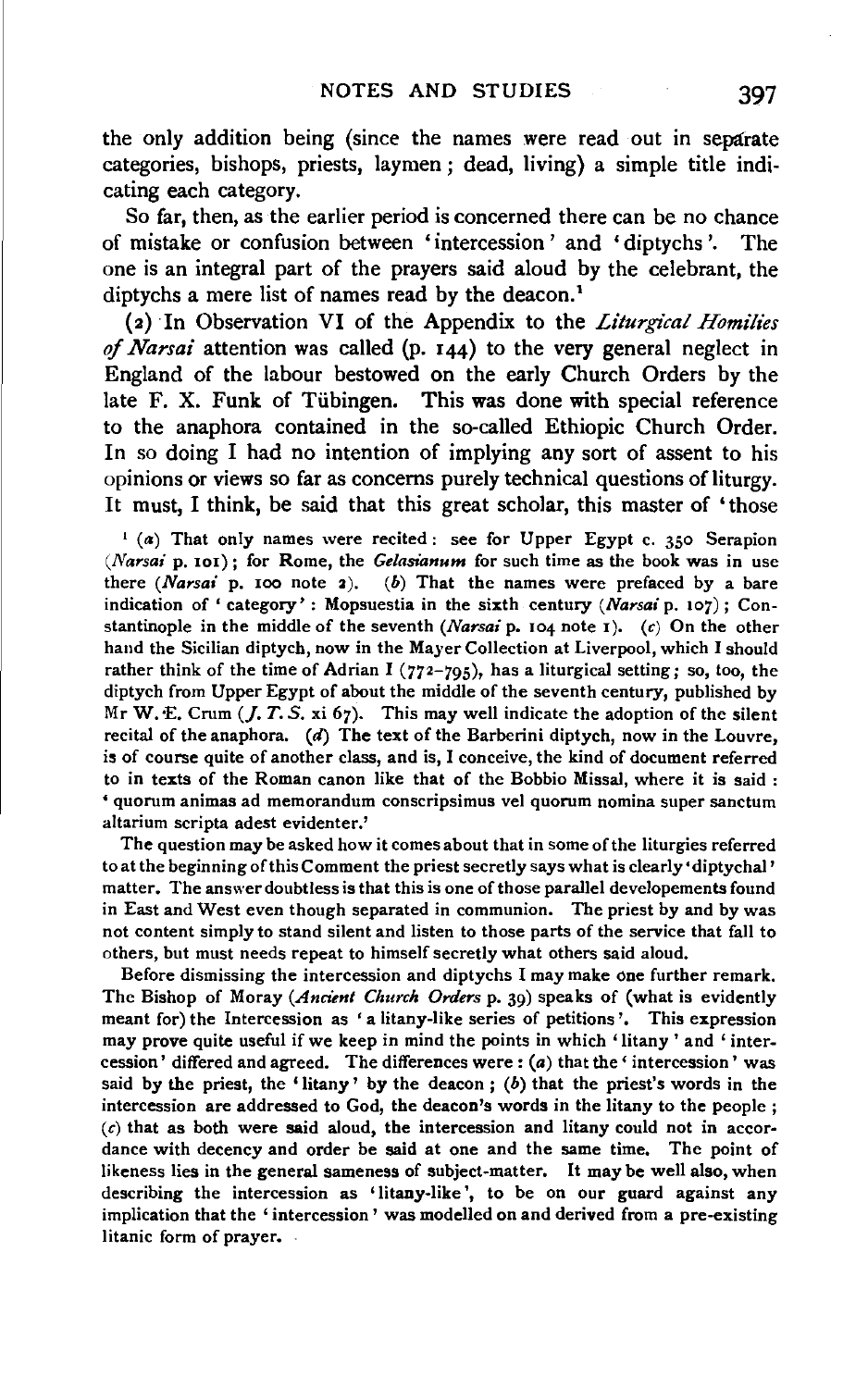the only addition being (since the names were read out in separate categories, bishops, priests, laymen; dead, living) a simple title indicating each category.

So far, then, as the earlier period is concerned there can be no chance of mistake or confusion between 'intercession' and 'diptychs'. The one is an integral part of the prayers said aloud by the celebrant, the diptychs a mere list of names read by the deacon.[1]

(2) In Observation VI of the Appendix to the *Liturgical Homilies of Narsai* attention was called (p. 144) to the very general neglect in England of the labour bestowed on the early Church Orders by the late F. X. Funk of Tübingen. This was done with special reference to the anaphora contained in the so-called Ethiopic Church Order. In so doing I had no intention of implying any sort of assent to his opinions or views so far as concerns purely technical questions of liturgy. It must, I think, be said that this great scholar, this master of 'those

[1] (*a*) That only names were recited: see for Upper Egypt c. 350 Serapion (*Narsai* p. 101); for Rome, the *Gelasianum* for such time as the book was in use there (*Narsai* p. 100 note 2). (*b*) That the names were prefaced by a bare indication of 'category': Mopsuestia in the sixth century (*Narsai* p. 107); Constantinople in the middle of the seventh (*Narsai* p. 104 note 1). (*c*) On the other hand the Sicilian diptych, now in the Mayer Collection at Liverpool, which I should rather think of the time of Adrian I (772–795), has a liturgical setting; so, too, the diptych from Upper Egypt of about the middle of the seventh century, published by Mr W. E. Crum (*J. T. S.* xi 67). This may well indicate the adoption of the silent recital of the anaphora. (*d*) The text of the Barberini diptych, now in the Louvre, is of course quite of another class, and is, I conceive, the kind of document referred to in texts of the Roman canon like that of the Bobbio Missal, where it is said: 'quorum animas ad memorandum conscripsimus vel quorum nomina super sanctum altarium scripta adest evidenter.'

The question may be asked how it comes about that in some of the liturgies referred to at the beginning of this Comment the priest secretly says what is clearly 'diptychal' matter. The answer doubtless is that this is one of those parallel developements found in East and West even though separated in communion. The priest by and by was not content simply to stand silent and listen to those parts of the service that fall to others, but must needs repeat to himself secretly what others said aloud.

Before dismissing the intercession and diptychs I may make one further remark. The Bishop of Moray (*Ancient Church Orders* p. 39) speaks of (what is evidently meant for) the Intercession as 'a litany-like series of petitions'. This expression may prove quite useful if we keep in mind the points in which 'litany' and 'intercession' differed and agreed. The differences were: (*a*) that the 'intercession' was said by the priest, the 'litany' by the deacon; (*b*) that the priest's words in the intercession are addressed to God, the deacon's words in the litany to the people; (*c*) that as both were said aloud, the intercession and litany could not in accordance with decency and order be said at one and the same time. The point of likeness lies in the general sameness of subject-matter. It may be well also, when describing the intercession as 'litany-like', to be on our guard against any implication that the 'intercession' was modelled on and derived from a pre-existing litanic form of prayer.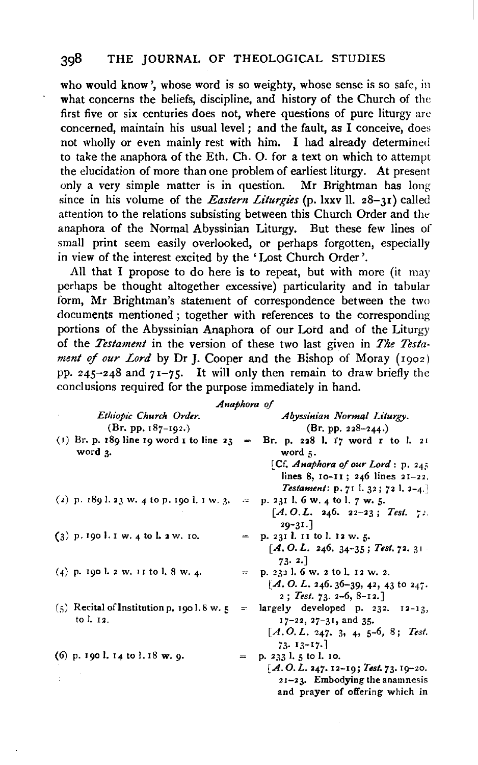who would know', whose word is so weighty, whose sense is so safe, in what concerns the beliefs, discipline, and history of the Church of the first five or six centuries does not, where questions of pure liturgy are concerned, maintain his usual level; and the fault, as I conceive, does not wholly or even mainly rest with him. I had already determined to take the anaphora of the Eth. Ch. O. for a text on which to attempt the elucidation of more than one problem of earliest liturgy. At present only a very simple matter is in question. Mr Brightman has long since in his volume of the *Eastern Liturgies* (p. lxxv ll. 28–31) called attention to the relations subsisting between this Church Order and the anaphora of the Normal Abyssinian Liturgy. But these few lines of small print seem easily overlooked, or perhaps forgotten, especially in view of the interest excited by the 'Lost Church Order'.

All that I propose to do here is to repeat, but with more (it may perhaps be thought altogether excessive) particularity and in tabular form, Mr Brightman's statement of correspondence between the two documents mentioned; together with references to the corresponding portions of the Abyssinian Anaphora of our Lord and of the Liturgy of the *Testament* in the version of these two last given in *The Testament of our Lord* by Dr J. Cooper and the Bishop of Moray (1902) pp. 245–248 and 71–75. It will only then remain to draw briefly the conclusions required for the purpose immediately in hand.

*Anaphora of*

| *Ethiopic Church Order.* (Br. pp. 187–192.) | | *Abyssinian Normal Liturgy.* (Br. pp. 228–244.) |
|---|---|---|
| (1) Br. p. 189 line 19 word 1 to line 23 word 3. | = | Br. p. 228 l. 17 word 1 to l. 21 word 5. [Cf. *Anaphora of our Lord*: p. 245 lines 8, 10–11; 246 lines 21–22. *Testament*: p. 71 l. 32; 72 l. 2–4.] |
| (2) p. 189 l. 23 w. 4 to p. 190 l. 1 w. 3. | = | p. 231 l. 6 w. 4 to l. 7 w. 5. [*A. O. L.* 246. 22–23; *Test.* 72. 29–31.] |
| (3) p. 190 l. 1 w. 4 to l. 2 w. 10. | = | p. 231 l. 11 to l. 12 w. 5. [*A. O. L.* 246. 34–35; *Test.* 72. 31–73. 2.] |
| (4) p. 190 l. 2 w. 11 to l. 8 w. 4. | = | p. 232 l. 6 w. 2 to l. 12 w. 2. [*A. O. L.* 246. 36–39, 42, 43 to 247. 2; *Test.* 73. 2–6, 8–12.] |
| (5) Recital of Institution p. 190 l. 8 w. 5 to l. 12. | = | largely developed p. 232. 12–13, 17–22, 27–31, and 35. [*A. O. L.* 247. 3, 4, 5–6, 8; *Test.* 73. 13–17.] |
| (6) p. 190 l. 14 to l. 18 w. 9. | = | p. 233 l. 5 to l. 10. [*A. O. L.* 247. 12–19; *Test.* 73. 19–20. 21–23. Embodying the anamnesis and prayer of offering which in |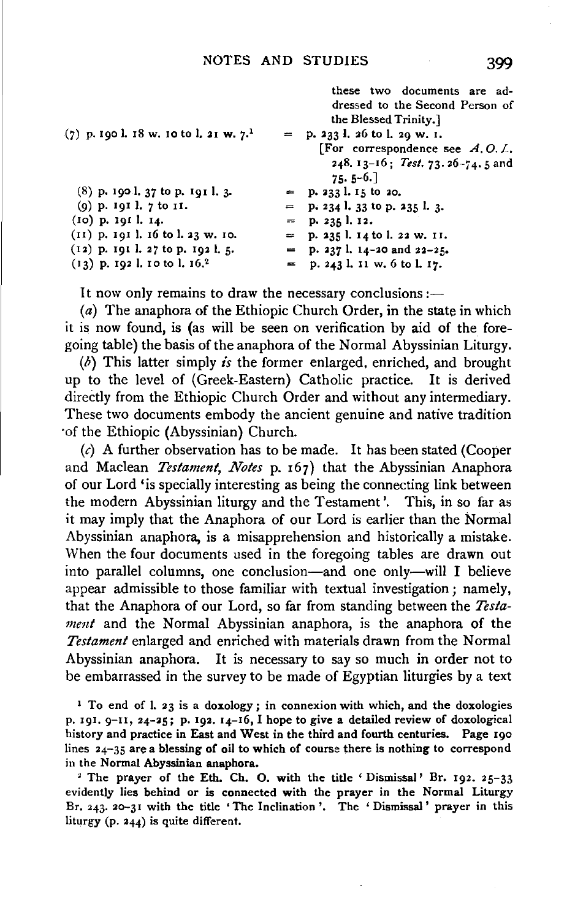| | | |
|---|---|---|
| | | these two documents are addressed to the Second Person of the Blessed Trinity.] |
| (7) p. 190 l. 18 w. 10 to l. 21 w. 7.[1] | = | p. 233 l. 26 to l. 29 w. 1. [For correspondence see *A.O.L.* 248. 13–16; *Test.* 73. 26–74. 5 and 75. 5–6.] |
| (8) p. 190 l. 37 to p. 191 l. 3. | = | p. 233 l. 15 to 20. |
| (9) p. 191 l. 7 to 11. | = | p. 234 l. 33 to p. 235 l. 3. |
| (10) p. 191 l. 14. | = | p. 235 l. 12. |
| (11) p. 191 l. 16 to l. 23 w. 10. | = | p. 235 l. 14 to l. 22 w. 11. |
| (12) p. 191 l. 27 to p. 192 l. 5. | = | p. 237 l. 14–20 and 22–25. |
| (13) p. 192 l. 10 to l. 16.[2] | = | p. 243 l. 11 w. 6 to l. 17. |

It now only remains to draw the necessary conclusions:—

(*a*) The anaphora of the Ethiopic Church Order, in the state in which it is now found, is (as will be seen on verification by aid of the foregoing table) the basis of the anaphora of the Normal Abyssinian Liturgy.

(*b*) This latter simply *is* the former enlarged, enriched, and brought up to the level of (Greek-Eastern) Catholic practice. It is derived directly from the Ethiopic Church Order and without any intermediary. These two documents embody the ancient genuine and native tradition of the Ethiopic (Abyssinian) Church.

(*c*) A further observation has to be made. It has been stated (Cooper and Maclean *Testament, Notes* p. 167) that the Abyssinian Anaphora of our Lord 'is specially interesting as being the connecting link between the modern Abyssinian liturgy and the Testament'. This, in so far as it may imply that the Anaphora of our Lord is earlier than the Normal Abyssinian anaphora, is a misapprehension and historically a mistake. When the four documents used in the foregoing tables are drawn out into parallel columns, one conclusion—and one only—will I believe appear admissible to those familiar with textual investigation; namely, that the Anaphora of our Lord, so far from standing between the *Testament* and the Normal Abyssinian anaphora, is the anaphora of the *Testament* enlarged and enriched with materials drawn from the Normal Abyssinian anaphora. It is necessary to say so much in order not to be embarrassed in the survey to be made of Egyptian liturgies by a text

[1] To end of l. 23 is a doxology; in connexion with which, and the doxologies p. 191. 9–11, 24–25; p. 192. 14–16, I hope to give a detailed review of doxological history and practice in East and West in the third and fourth centuries. Page 190 lines 24–35 are a blessing of oil to which of course there is nothing to correspond in the Normal Abyssinian anaphora.

[2] The prayer of the Eth. Ch. O. with the title 'Dismissal' Br. 192. 25–33 evidently lies behind or is connected with the prayer in the Normal Liturgy Br. 243. 20–31 with the title 'The Inclination'. The 'Dismissal' prayer in this liturgy (p. 244) is quite different.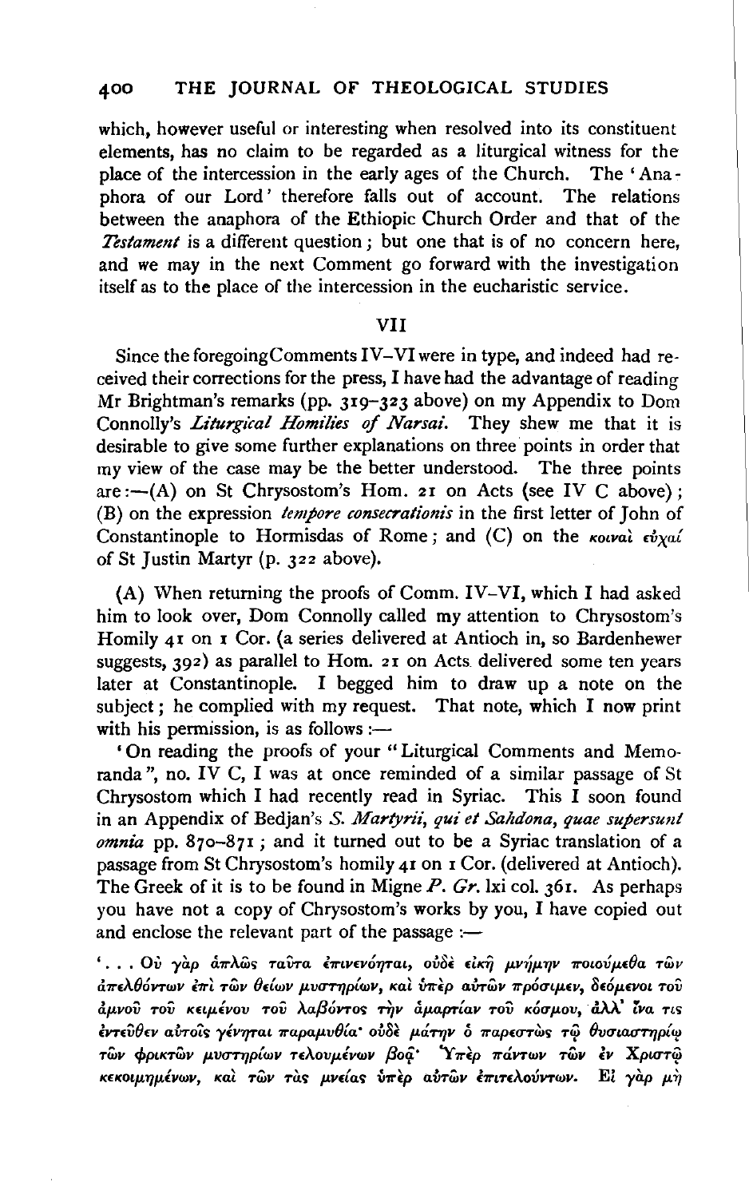which, however useful or interesting when resolved into its constituent elements, has no claim to be regarded as a liturgical witness for the place of the intercession in the early ages of the Church. The 'Anaphora of our Lord' therefore falls out of account. The relations between the anaphora of the Ethiopic Church Order and that of the *Testament* is a different question; but one that is of no concern here, and we may in the next Comment go forward with the investigation itself as to the place of the intercession in the eucharistic service.

## VII

Since the foregoing Comments IV–VI were in type, and indeed had received their corrections for the press, I have had the advantage of reading Mr Brightman's remarks (pp. 319–323 above) on my Appendix to Dom Connolly's *Liturgical Homilies of Narsai*. They shew me that it is desirable to give some further explanations on three points in order that my view of the case may be the better understood. The three points are:—(A) on St Chrysostom's Hom. 21 on Acts (see IV C above); (B) on the expression *tempore consecrationis* in the first letter of John of Constantinople to Hormisdas of Rome; and (C) on the κοιναὶ εὐχαί of St Justin Martyr (p. 322 above).

(A) When returning the proofs of Comm. IV–VI, which I had asked him to look over, Dom Connolly called my attention to Chrysostom's Homily 41 on 1 Cor. (a series delivered at Antioch in, so Bardenhewer suggests, 392) as parallel to Hom. 21 on Acts delivered some ten years later at Constantinople. I begged him to draw up a note on the subject; he complied with my request. That note, which I now print with his permission, is as follows:—

'On reading the proofs of your "Liturgical Comments and Memoranda", no. IV C, I was at once reminded of a similar passage of St Chrysostom which I had recently read in Syriac. This I soon found in an Appendix of Bedjan's *S. Martyrii, qui et Sahdona, quae supersunt omnia* pp. 870–871; and it turned out to be a Syriac translation of a passage from St Chrysostom's homily 41 on 1 Cor. (delivered at Antioch). The Greek of it is to be found in Migne *P. Gr.* lxi col. 361. As perhaps you have not a copy of Chrysostom's works by you, I have copied out and enclose the relevant part of the passage:—

'. . . Οὐ γὰρ ἁπλῶς ταῦτα ἐπινενόηται, οὐδὲ εἰκῇ μνήμην ποιούμεθα τῶν ἀπελθόντων ἐπὶ τῶν θείων μυστηρίων, καὶ ὑπὲρ αὐτῶν πρόσιμεν, δεόμενοι τοῦ ἀμνοῦ τοῦ κειμένου τοῦ λαβόντος τὴν ἁμαρτίαν τοῦ κόσμου, ἀλλ' ἵνα τις ἐντεῦθεν αὐτοῖς γένηται παραμυθία· οὐδὲ μάτην ὁ παρεστὼς τῷ θυσιαστηρίῳ τῶν φρικτῶν μυστηρίων τελουμένων βοᾷ· Ὑπὲρ πάντων τῶν ἐν Χριστῷ κεκοιμημένων, καὶ τῶν τὰς μνείας ὑπὲρ αὐτῶν ἐπιτελούντων. Εἰ γὰρ μὴ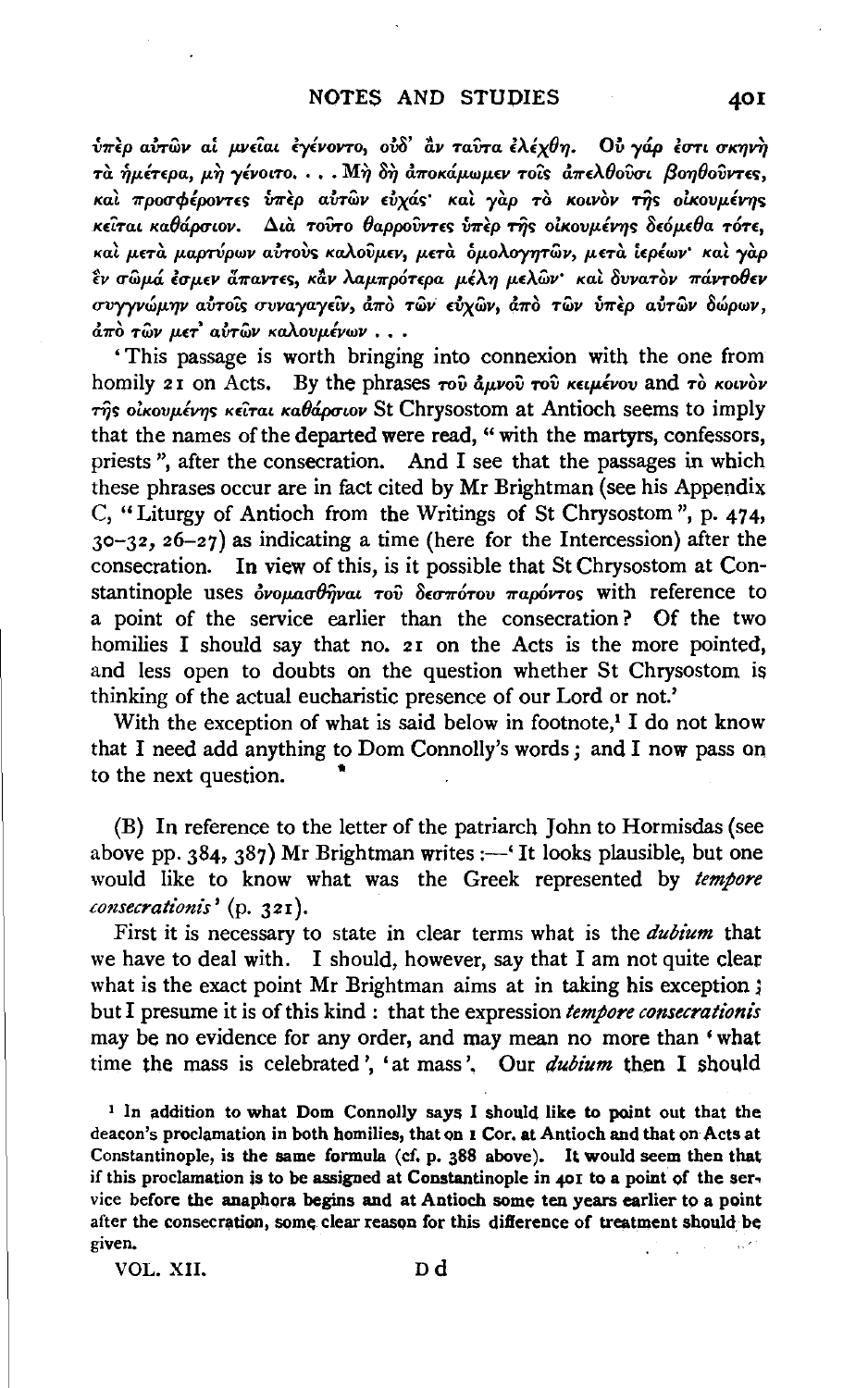ὑπὲρ αὐτῶν αἱ μνεῖαι ἐγένοντο, οὐδ' ἂν ταῦτα ἐλέχθη. Οὐ γάρ ἐστι σκηνὴ τὰ ἡμέτερα, μὴ γένοιτο. . . . Μὴ δὴ ἀποκάμωμεν τοῖς ἀπελθοῦσι βοηθοῦντες, καὶ προσφέροντες ὑπὲρ αὐτῶν εὐχάς· καὶ γὰρ τὸ κοινὸν τῆς οἰκουμένης κεῖται καθάρσιον. Διὰ τοῦτο θαρροῦντες ὑπὲρ τῆς οἰκουμένης δεόμεθα τότε, καὶ μετὰ μαρτύρων αὐτοὺς καλοῦμεν, μετὰ ὁμολογητῶν, μετὰ ἱερέων· καὶ γὰρ ἓν σῶμά ἐσμεν ἅπαντες, κἂν λαμπρότερα μέλη μελῶν· καὶ δυνατὸν πάντοθεν συγγνώμην αὐτοῖς συναγαγεῖν, ἀπὸ τῶν εὐχῶν, ἀπὸ τῶν ὑπὲρ αὐτῶν δώρων, ἀπὸ τῶν μετ' αὐτῶν καλουμένων . . .

'This passage is worth bringing into connexion with the one from homily 21 on Acts. By the phrases τοῦ ἀμνοῦ τοῦ κειμένου and τὸ κοινὸν τῆς οἰκουμένης κεῖται καθάρσιον St Chrysostom at Antioch seems to imply that the names of the departed were read, "with the martyrs, confessors, priests", after the consecration. And I see that the passages in which these phrases occur are in fact cited by Mr Brightman (see his Appendix C, "Liturgy of Antioch from the Writings of St Chrysostom", p. 474, 30–32, 26–27) as indicating a time (here for the Intercession) after the consecration. In view of this, is it possible that St Chrysostom at Constantinople uses ὀνομασθῆναι τοῦ δεσπότου παρόντος with reference to a point of the service earlier than the consecration? Of the two homilies I should say that no. 21 on the Acts is the more pointed, and less open to doubts on the question whether St Chrysostom is thinking of the actual eucharistic presence of our Lord or not.'

With the exception of what is said below in footnote,[1] I do not know that I need add anything to Dom Connolly's words; and I now pass on to the next question.

(B) In reference to the letter of the patriarch John to Hormisdas (see above pp. 384, 387) Mr Brightman writes :—'It looks plausible, but one would like to know what was the Greek represented by *tempore consecrationis*' (p. 321).

First it is necessary to state in clear terms what is the *dubium* that we have to deal with. I should, however, say that I am not quite clear what is the exact point Mr Brightman aims at in taking his exception; but I presume it is of this kind: that the expression *tempore consecrationis* may be no evidence for any order, and may mean no more than 'what time the mass is celebrated', 'at mass'. Our *dubium* then I should

[1] In addition to what Dom Connolly says I should like to point out that the deacon's proclamation in both homilies, that on 1 Cor. at Antioch and that on Acts at Constantinople, is the same formula (cf. p. 388 above). It would seem then that if this proclamation is to be assigned at Constantinople in 401 to a point of the service before the anaphora begins and at Antioch some ten years earlier to a point after the consecration, some clear reason for this difference of treatment should be given.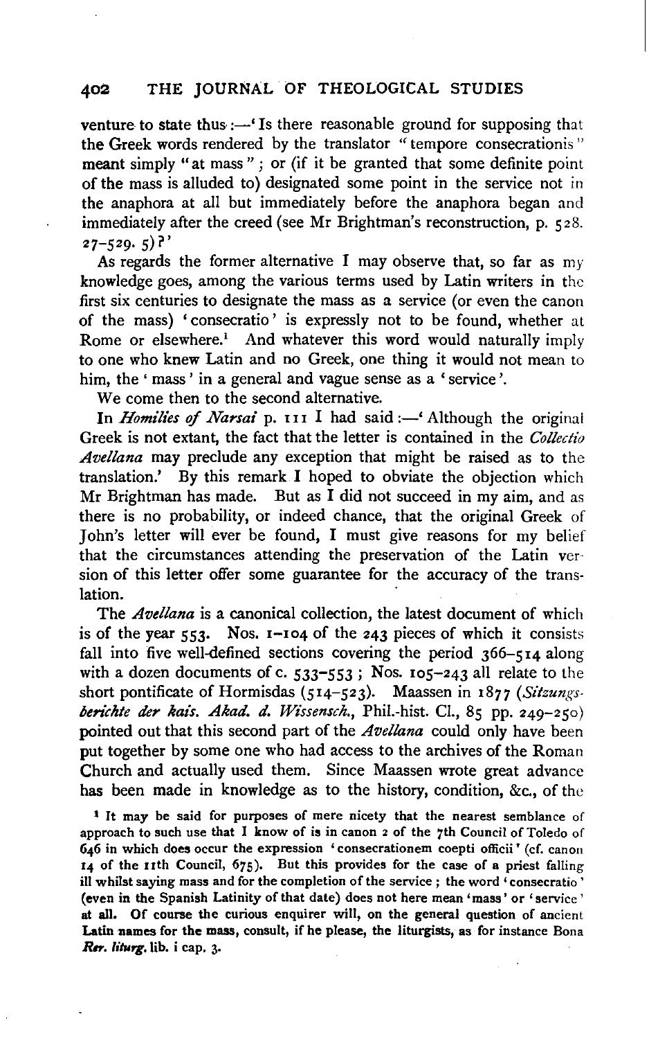venture to state thus :—'Is there reasonable ground for supposing that the Greek words rendered by the translator "tempore consecrationis" meant simply "at mass"; or (if it be granted that some definite point of the mass is alluded to) designated some point in the service not in the anaphora at all but immediately before the anaphora began and immediately after the creed (see Mr Brightman's reconstruction, p. 528. 27–529. 5)?'

As regards the former alternative I may observe that, so far as my knowledge goes, among the various terms used by Latin writers in the first six centuries to designate the mass as a service (or even the canon of the mass) 'consecratio' is expressly not to be found, whether at Rome or elsewhere.[1] And whatever this word would naturally imply to one who knew Latin and no Greek, one thing it would not mean to him, the 'mass' in a general and vague sense as a 'service'.

We come then to the second alternative.

In *Homilies of Narsai* p. 111 I had said :—'Although the original Greek is not extant, the fact that the letter is contained in the *Collectio Avellana* may preclude any exception that might be raised as to the translation.' By this remark I hoped to obviate the objection which Mr Brightman has made. But as I did not succeed in my aim, and as there is no probability, or indeed chance, that the original Greek of John's letter will ever be found, I must give reasons for my belief that the circumstances attending the preservation of the Latin version of this letter offer some guarantee for the accuracy of the translation.

The *Avellana* is a canonical collection, the latest document of which is of the year 553. Nos. 1–104 of the 243 pieces of which it consists fall into five well-defined sections covering the period 366–514 along with a dozen documents of c. 533–553; Nos. 105–243 all relate to the short pontificate of Hormisdas (514–523). Maassen in 1877 (*Sitzungsberichte der kais. Akad. d. Wissensch.*, Phil.-hist. Cl., 85 pp. 249–250) pointed out that this second part of the *Avellana* could only have been put together by some one who had access to the archives of the Roman Church and actually used them. Since Maassen wrote great advance has been made in knowledge as to the history, condition, &c., of the

[1] It may be said for purposes of mere nicety that the nearest semblance of approach to such use that I know of is in canon 2 of the 7th Council of Toledo of 646 in which does occur the expression 'consecrationem coepti officii' (cf. canon 14 of the 11th Council, 675). But this provides for the case of a priest falling ill whilst saying mass and for the completion of the service; the word 'consecratio' (even in the Spanish Latinity of that date) does not here mean 'mass' or 'service' at all. Of course the curious enquirer will, on the general question of ancient Latin names for the mass, consult, if he please, the liturgists, as for instance Bona *Rer. liturg.* lib. i cap. 3.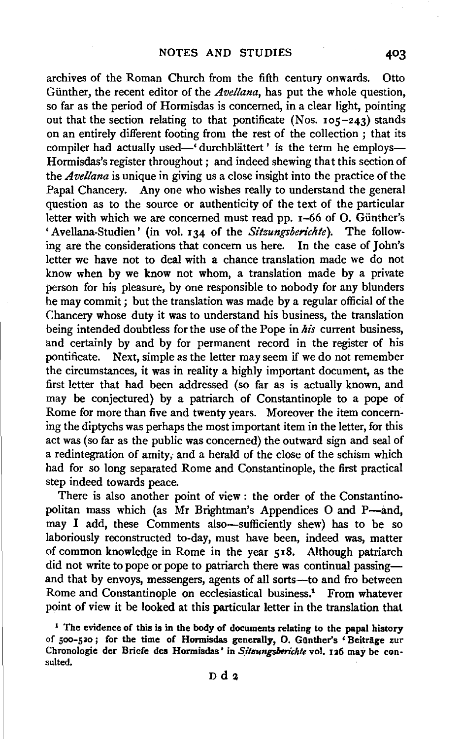archives of the Roman Church from the fifth century onwards. Otto Günther, the recent editor of the *Avellana*, has put the whole question, so far as the period of Hormisdas is concerned, in a clear light, pointing out that the section relating to that pontificate (Nos. 105–243) stands on an entirely different footing from the rest of the collection; that its compiler had actually used—'durchblättert' is the term he employs—Hormisdas's register throughout; and indeed shewing that this section of the *Avellana* is unique in giving us a close insight into the practice of the Papal Chancery. Any one who wishes really to understand the general question as to the source or authenticity of the text of the particular letter with which we are concerned must read pp. 1–66 of O. Günther's 'Avellana-Studien' (in vol. 134 of the *Sitzungsberichte*). The following are the considerations that concern us here. In the case of John's letter we have not to deal with a chance translation made we do not know when by we know not whom, a translation made by a private person for his pleasure, by one responsible to nobody for any blunders he may commit; but the translation was made by a regular official of the Chancery whose duty it was to understand his business, the translation being intended doubtless for the use of the Pope in *his* current business, and certainly by and by for permanent record in the register of his pontificate. Next, simple as the letter may seem if we do not remember the circumstances, it was in reality a highly important document, as the first letter that had been addressed (so far as is actually known, and may be conjectured) by a patriarch of Constantinople to a pope of Rome for more than five and twenty years. Moreover the item concerning the diptychs was perhaps the most important item in the letter, for this act was (so far as the public was concerned) the outward sign and seal of a redintegration of amity, and a herald of the close of the schism which had for so long separated Rome and Constantinople, the first practical step indeed towards peace.

There is also another point of view: the order of the Constantinopolitan mass which (as Mr Brightman's Appendices O and P—and, may I add, these Comments also—sufficiently shew) has to be so laboriously reconstructed to-day, must have been, indeed was, matter of common knowledge in Rome in the year 518. Although patriarch did not write to pope or pope to patriarch there was continual passing—and that by envoys, messengers, agents of all sorts—to and fro between Rome and Constantinople on ecclesiastical business.[1] From whatever point of view it be looked at this particular letter in the translation that

[1] The evidence of this is in the body of documents relating to the papal history of 500–520; for the time of Hormisdas generally, O. Günther's 'Beiträge zur Chronologie der Briefe des Hormisdas' in *Sitzungsberichte* vol. 126 may be consulted.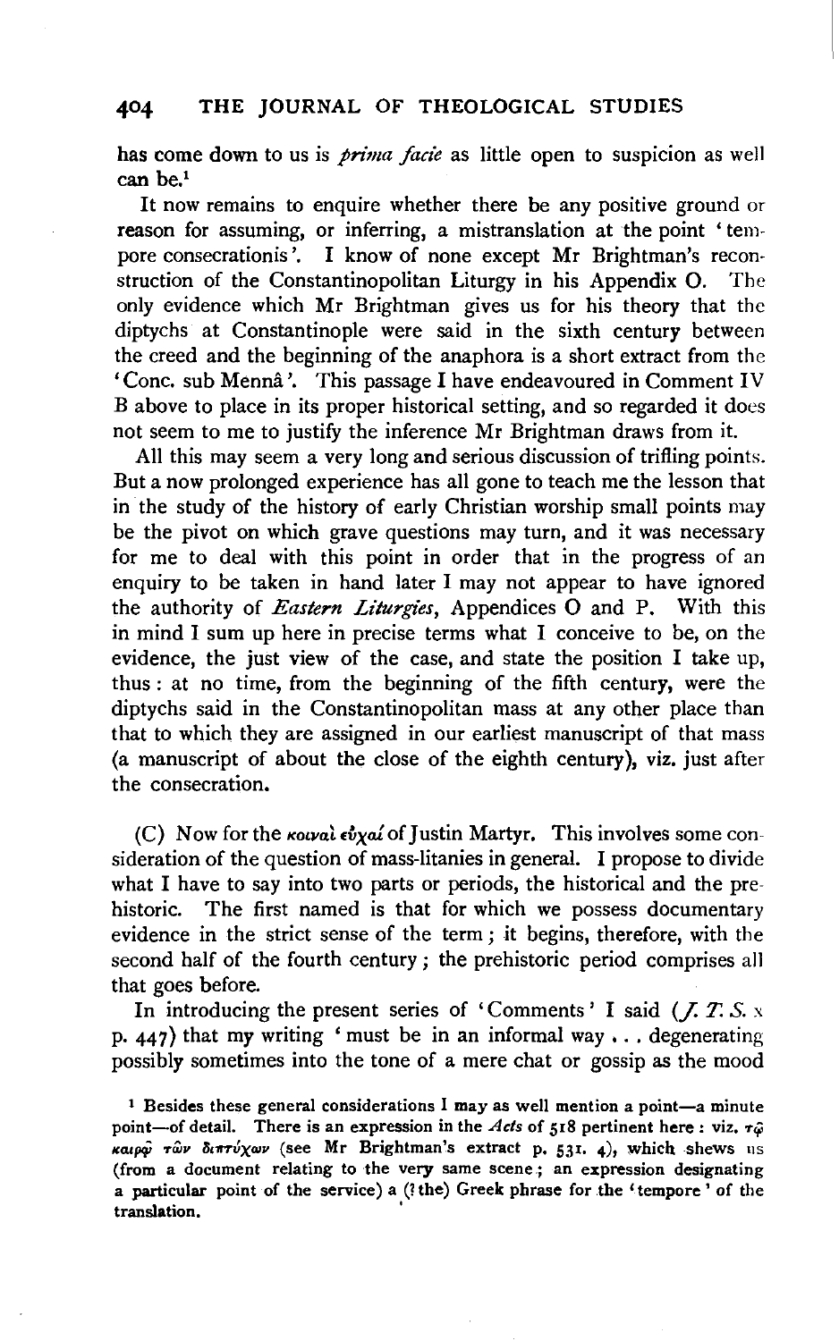has come down to us is *prima facie* as little open to suspicion as well can be.[1]

It now remains to enquire whether there be any positive ground or reason for assuming, or inferring, a mistranslation at the point 'tempore consecrationis'. I know of none except Mr Brightman's reconstruction of the Constantinopolitan Liturgy in his Appendix O. The only evidence which Mr Brightman gives us for his theory that the diptychs at Constantinople were said in the sixth century between the creed and the beginning of the anaphora is a short extract from the 'Conc. sub Mennâ'. This passage I have endeavoured in Comment IV B above to place in its proper historical setting, and so regarded it does not seem to me to justify the inference Mr Brightman draws from it.

All this may seem a very long and serious discussion of trifling points. But a now prolonged experience has all gone to teach me the lesson that in the study of the history of early Christian worship small points may be the pivot on which grave questions may turn, and it was necessary for me to deal with this point in order that in the progress of an enquiry to be taken in hand later I may not appear to have ignored the authority of *Eastern Liturgies*, Appendices O and P. With this in mind I sum up here in precise terms what I conceive to be, on the evidence, the just view of the case, and state the position I take up, thus: at no time, from the beginning of the fifth century, were the diptychs said in the Constantinopolitan mass at any other place than that to which they are assigned in our earliest manuscript of that mass (a manuscript of about the close of the eighth century), viz. just after the consecration.

(C) Now for the κοιναὶ εὐχαί of Justin Martyr. This involves some consideration of the question of mass-litanies in general. I propose to divide what I have to say into two parts or periods, the historical and the prehistoric. The first named is that for which we possess documentary evidence in the strict sense of the term; it begins, therefore, with the second half of the fourth century; the prehistoric period comprises all that goes before.

In introducing the present series of 'Comments' I said (*J. T. S.* x p. 447) that my writing 'must be in an informal way . . . degenerating possibly sometimes into the tone of a mere chat or gossip as the mood

[1] Besides these general considerations I may as well mention a point—a minute point—of detail. There is an expression in the *Acts* of 518 pertinent here: viz. τῷ καιρῷ τῶν διπτύχων (see Mr Brightman's extract p. 531. 4), which shews us (from a document relating to the very same scene; an expression designating a particular point of the service) a (? the) Greek phrase for the 'tempore' of the translation.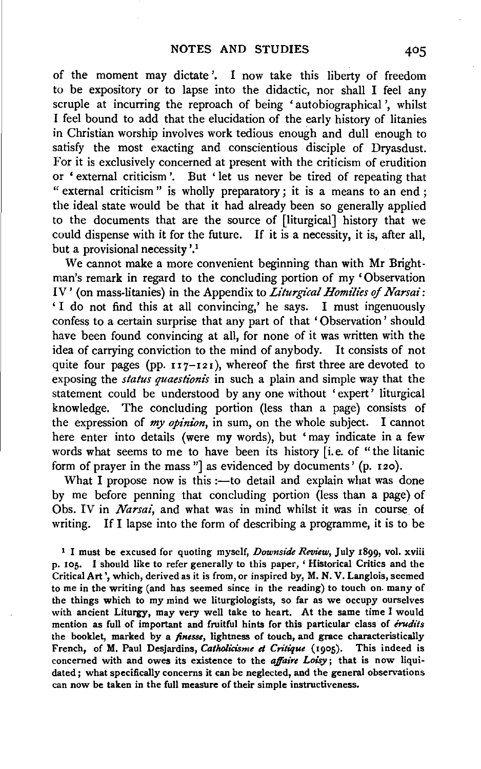of the moment may dictate'. I now take this liberty of freedom to be expository or to lapse into the didactic, nor shall I feel any scruple at incurring the reproach of being 'autobiographical', whilst I feel bound to add that the elucidation of the early history of litanies in Christian worship involves work tedious enough and dull enough to satisfy the most exacting and conscientious disciple of Dryasdust. For it is exclusively concerned at present with the criticism of erudition or 'external criticism'. But 'let us never be tired of repeating that "external criticism" is wholly preparatory; it is a means to an end; the ideal state would be that it had already been so generally applied to the documents that are the source of [liturgical] history that we could dispense with it for the future. If it is a necessity, it is, after all, but a provisional necessity'.[1]

We cannot make a more convenient beginning than with Mr Brightman's remark in regard to the concluding portion of my 'Observation IV' (on mass-litanies) in the Appendix to *Liturgical Homilies of Narsai*: 'I do not find this at all convincing,' he says. I must ingenuously confess to a certain surprise that any part of that 'Observation' should have been found convincing at all, for none of it was written with the idea of carrying conviction to the mind of anybody. It consists of not quite four pages (pp. 117–121), whereof the first three are devoted to exposing the *status quaestionis* in such a plain and simple way that the statement could be understood by any one without 'expert' liturgical knowledge. The concluding portion (less than a page) consists of the expression of *my opinion*, in sum, on the whole subject. I cannot here enter into details (were my words), but 'may indicate in a few words what seems to me to have been its history [i. e. of "the litanic form of prayer in the mass"] as evidenced by documents' (p. 120).

What I propose now is this:—to detail and explain what was done by me before penning that concluding portion (less than a page) of Obs. IV in *Narsai*, and what was in mind whilst it was in course of writing. If I lapse into the form of describing a programme, it is to be

[1] I must be excused for quoting myself, *Downside Review*, July 1899, vol. xviii p. 105. I should like to refer generally to this paper, 'Historical Critics and the Critical Art', which, derived as it is from, or inspired by, M. N. V. Langlois, seemed to me in the writing (and has seemed since in the reading) to touch on many of the things which to my mind we liturgiologists, so far as we occupy ourselves with ancient Liturgy, may very well take to heart. At the same time I would mention as full of important and fruitful hints for this particular class of *érudits* the booklet, marked by a *finesse*, lightness of touch, and grace characteristically French, of M. Paul Desjardins, *Catholicisme et Critique* (1905). This indeed is concerned with and owes its existence to the *affaire Loisy*; that is now liquidated; what specifically concerns it can be neglected, and the general observations can now be taken in the full measure of their simple instructiveness.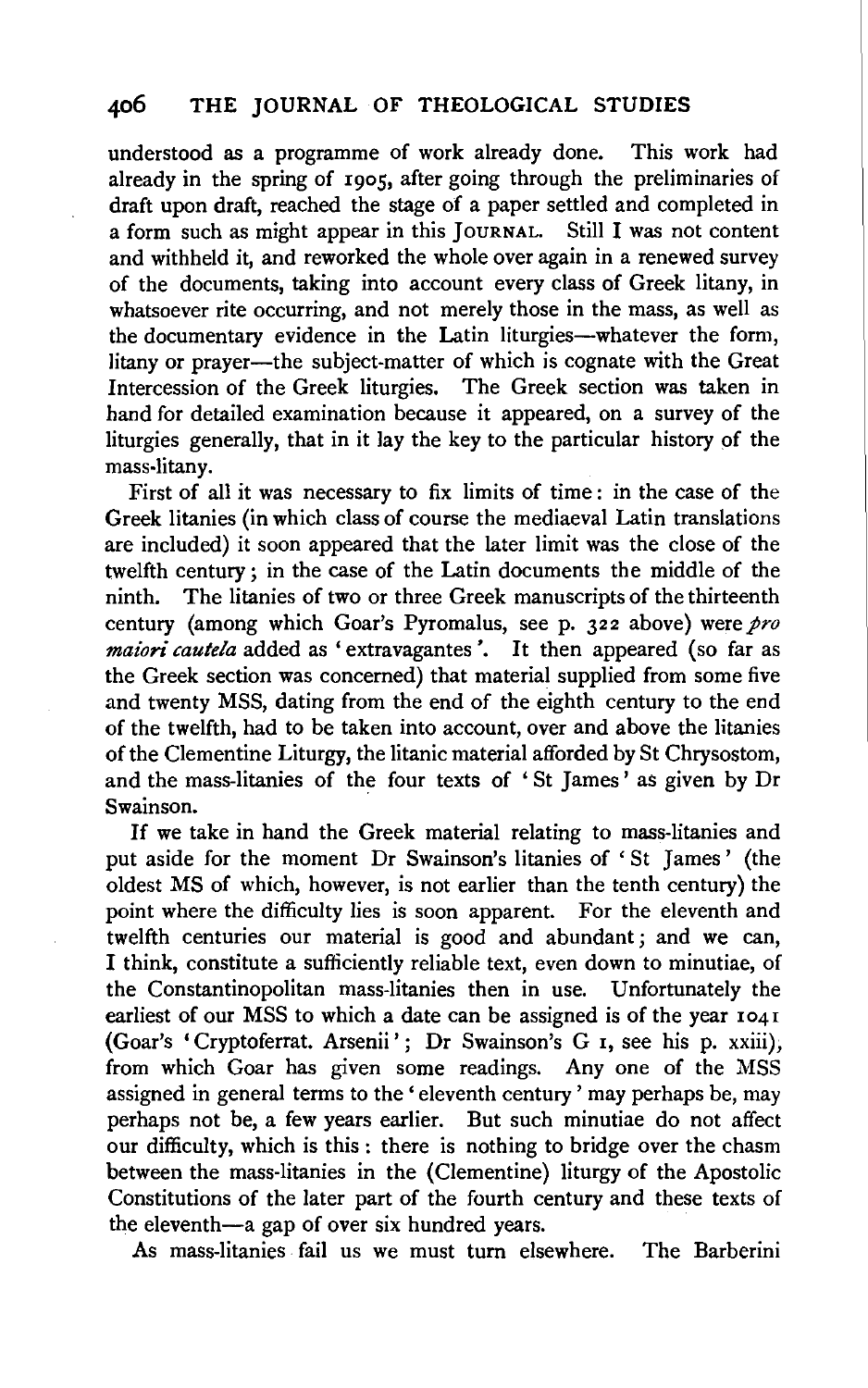understood as a programme of work already done. This work had already in the spring of 1905, after going through the preliminaries of draft upon draft, reached the stage of a paper settled and completed in a form such as might appear in this JOURNAL. Still I was not content and withheld it, and reworked the whole over again in a renewed survey of the documents, taking into account every class of Greek litany, in whatsoever rite occurring, and not merely those in the mass, as well as the documentary evidence in the Latin liturgies—whatever the form, litany or prayer—the subject-matter of which is cognate with the Great Intercession of the Greek liturgies. The Greek section was taken in hand for detailed examination because it appeared, on a survey of the liturgies generally, that in it lay the key to the particular history of the mass-litany.

First of all it was necessary to fix limits of time: in the case of the Greek litanies (in which class of course the mediaeval Latin translations are included) it soon appeared that the later limit was the close of the twelfth century; in the case of the Latin documents the middle of the ninth. The litanies of two or three Greek manuscripts of the thirteenth century (among which Goar's Pyromalus, see p. 322 above) were *pro maiori cautela* added as 'extravagantes'. It then appeared (so far as the Greek section was concerned) that material supplied from some five and twenty MSS, dating from the end of the eighth century to the end of the twelfth, had to be taken into account, over and above the litanies of the Clementine Liturgy, the litanic material afforded by St Chrysostom, and the mass-litanies of the four texts of 'St James' as given by Dr Swainson.

If we take in hand the Greek material relating to mass-litanies and put aside for the moment Dr Swainson's litanies of 'St James' (the oldest MS of which, however, is not earlier than the tenth century) the point where the difficulty lies is soon apparent. For the eleventh and twelfth centuries our material is good and abundant; and we can, I think, constitute a sufficiently reliable text, even down to minutiae, of the Constantinopolitan mass-litanies then in use. Unfortunately the earliest of our MSS to which a date can be assigned is of the year 1041 (Goar's 'Cryptoferrat. Arsenii'; Dr Swainson's G 1, see his p. xxiii), from which Goar has given some readings. Any one of the MSS assigned in general terms to the 'eleventh century' may perhaps be, may perhaps not be, a few years earlier. But such minutiae do not affect our difficulty, which is this: there is nothing to bridge over the chasm between the mass-litanies in the (Clementine) liturgy of the Apostolic Constitutions of the later part of the fourth century and these texts of the eleventh—a gap of over six hundred years.

As mass-litanies fail us we must turn elsewhere. The Barberini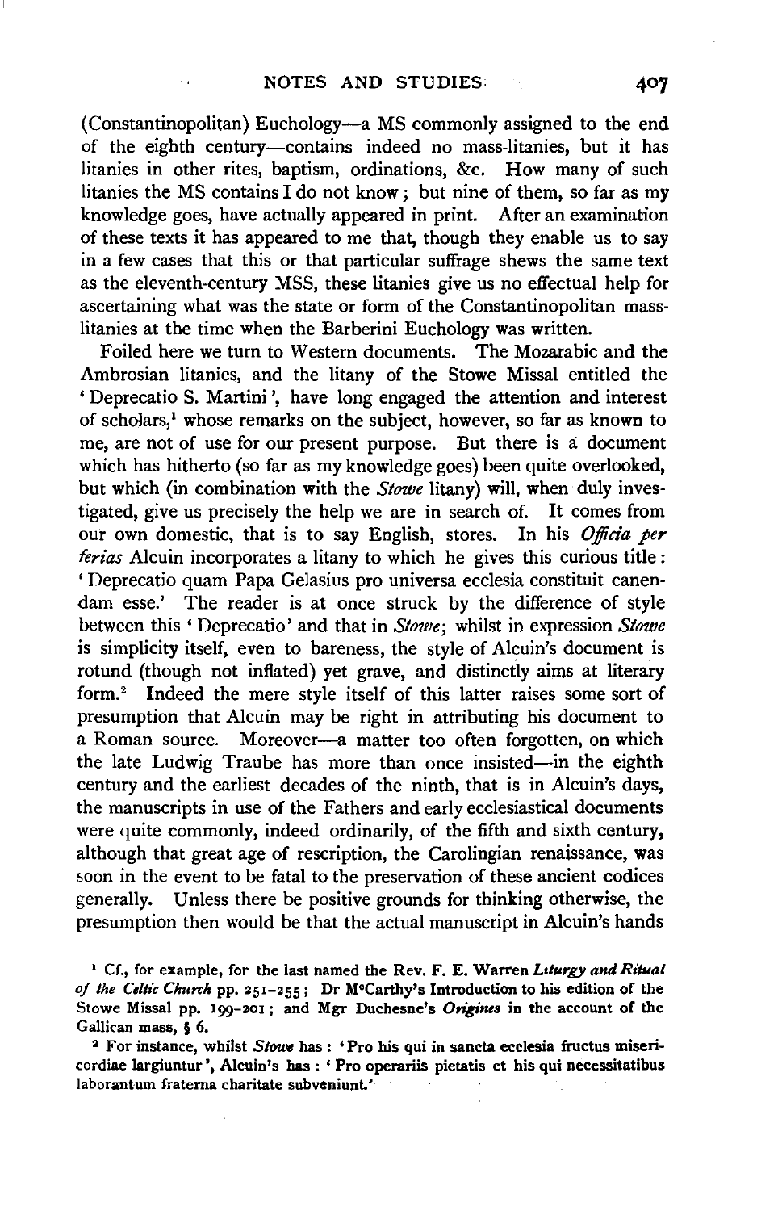(Constantinopolitan) Euchology—a MS commonly assigned to the end of the eighth century—contains indeed no mass-litanies, but it has litanies in other rites, baptism, ordinations, &c. How many of such litanies the MS contains I do not know; but nine of them, so far as my knowledge goes, have actually appeared in print. After an examination of these texts it has appeared to me that, though they enable us to say in a few cases that this or that particular suffrage shews the same text as the eleventh-century MSS, these litanies give us no effectual help for ascertaining what was the state or form of the Constantinopolitan mass-litanies at the time when the Barberini Euchology was written.

Foiled here we turn to Western documents. The Mozarabic and the Ambrosian litanies, and the litany of the Stowe Missal entitled the 'Deprecatio S. Martini', have long engaged the attention and interest of scholars,[1] whose remarks on the subject, however, so far as known to me, are not of use for our present purpose. But there is a document which has hitherto (so far as my knowledge goes) been quite overlooked, but which (in combination with the *Stowe* litany) will, when duly investigated, give us precisely the help we are in search of. It comes from our own domestic, that is to say English, stores. In his *Officia per ferias* Alcuin incorporates a litany to which he gives this curious title: 'Deprecatio quam Papa Gelasius pro universa ecclesia constituit canendam esse.' The reader is at once struck by the difference of style between this 'Deprecatio' and that in *Stowe*; whilst in expression *Stowe* is simplicity itself, even to bareness, the style of Alcuin's document is rotund (though not inflated) yet grave, and distinctly aims at literary form.[2] Indeed the mere style itself of this latter raises some sort of presumption that Alcuin may be right in attributing his document to a Roman source. Moreover—a matter too often forgotten, on which the late Ludwig Traube has more than once insisted—in the eighth century and the earliest decades of the ninth, that is in Alcuin's days, the manuscripts in use of the Fathers and early ecclesiastical documents were quite commonly, indeed ordinarily, of the fifth and sixth century, although that great age of rescription, the Carolingian renaissance, was soon in the event to be fatal to the preservation of these ancient codices generally. Unless there be positive grounds for thinking otherwise, the presumption then would be that the actual manuscript in Alcuin's hands

[1] Cf., for example, for the last named the Rev. F. E. Warren *Liturgy and Ritual of the Celtic Church* pp. 251–255; Dr McCarthy's Introduction to his edition of the Stowe Missal pp. 199–201; and Mgr Duchesne's *Origines* in the account of the Gallican mass, § 6.

[2] For instance, whilst *Stowe* has: 'Pro his qui in sancta ecclesia fructus misericordiae largiuntur', Alcuin's has: 'Pro operariis pietatis et his qui necessitatibus laborantum fraterna charitate subveniunt.'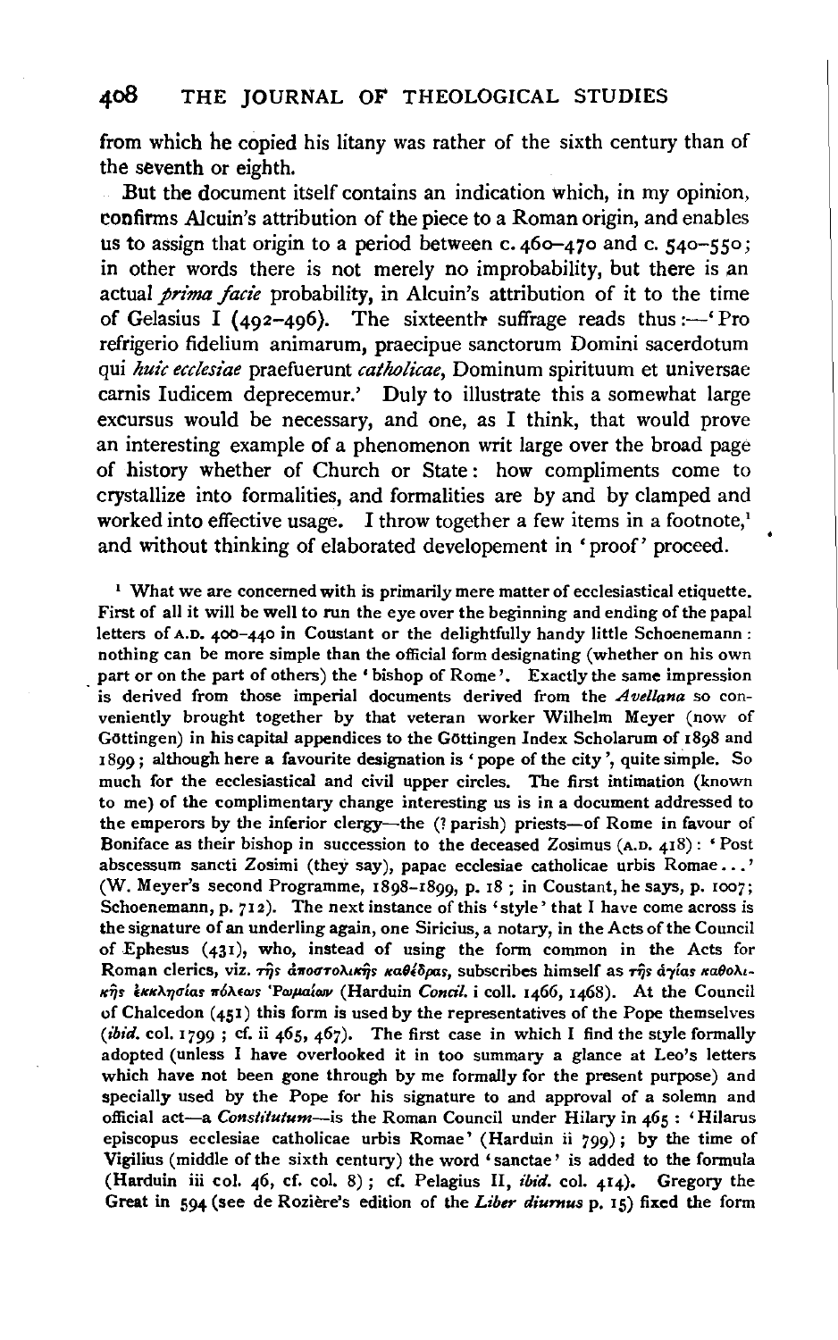from which he copied his litany was rather of the sixth century than of the seventh or eighth.

But the document itself contains an indication which, in my opinion, confirms Alcuin's attribution of the piece to a Roman origin, and enables us to assign that origin to a period between c. 460–470 and c. 540–550; in other words there is not merely no improbability, but there is an actual *prima facie* probability, in Alcuin's attribution of it to the time of Gelasius I (492–496). The sixteenth suffrage reads thus:—'Pro refrigerio fidelium animarum, praecipue sanctorum Domini sacerdotum qui *huic ecclesiae* praefuerunt *catholicae*, Dominum spirituum et universae carnis Iudicem deprecemur.' Duly to illustrate this a somewhat large excursus would be necessary, and one, as I think, that would prove an interesting example of a phenomenon writ large over the broad page of history whether of Church or State: how compliments come to crystallize into formalities, and formalities are by and by clamped and worked into effective usage. I throw together a few items in a footnote,[1] and without thinking of elaborated developement in 'proof' proceed.

[1] What we are concerned with is primarily mere matter of ecclesiastical etiquette. First of all it will be well to run the eye over the beginning and ending of the papal letters of A.D. 400–440 in Coustant or the delightfully handy little Schoenemann: nothing can be more simple than the official form designating (whether on his own part or on the part of others) the 'bishop of Rome'. Exactly the same impression is derived from those imperial documents derived from the *Avellana* so conveniently brought together by that veteran worker Wilhelm Meyer (now of Göttingen) in his capital appendices to the Göttingen Index Scholarum of 1898 and 1899; although here a favourite designation is 'pope of the city', quite simple. So much for the ecclesiastical and civil upper circles. The first intimation (known to me) of the complimentary change interesting us is in a document addressed to the emperors by the inferior clergy—the (? parish) priests—of Rome in favour of Boniface as their bishop in succession to the deceased Zosimus (A.D. 418): 'Post abscessum sancti Zosimi (they say), papae ecclesiae catholicae urbis Romae...' (W. Meyer's second Programme, 1898–1899, p. 18; in Coustant, he says, p. 1007; Schoenemann, p. 712). The next instance of this 'style' that I have come across is the signature of an underling again, one Siricius, a notary, in the Acts of the Council of Ephesus (431), who, instead of using the form common in the Acts for Roman clerics, viz. τῆς ἀποστολικῆς καθέδρας, subscribes himself as τῆς ἁγίας καθολικῆς ἐκκλησίας πόλεως Ῥωμαίων (Harduin *Concil.* i coll. 1466, 1468). At the Council of Chalcedon (451) this form is used by the representatives of the Pope themselves (*ibid.* col. 1799; cf. ii 465, 467). The first case in which I find the style formally adopted (unless I have overlooked it in too summary a glance at Leo's letters which have not been gone through by me formally for the present purpose) and specially used by the Pope for his signature to and approval of a solemn and official act—a *Constitutum*—is the Roman Council under Hilary in 465: 'Hilarus episcopus ecclesiae catholicae urbis Romae' (Harduin ii 799); by the time of Vigilius (middle of the sixth century) the word 'sanctae' is added to the formula (Harduin iii col. 46, cf. col. 8); cf. Pelagius II, *ibid.* col. 414). Gregory the Great in 594 (see de Rozière's edition of the *Liber diurnus* p. 15) fixed the form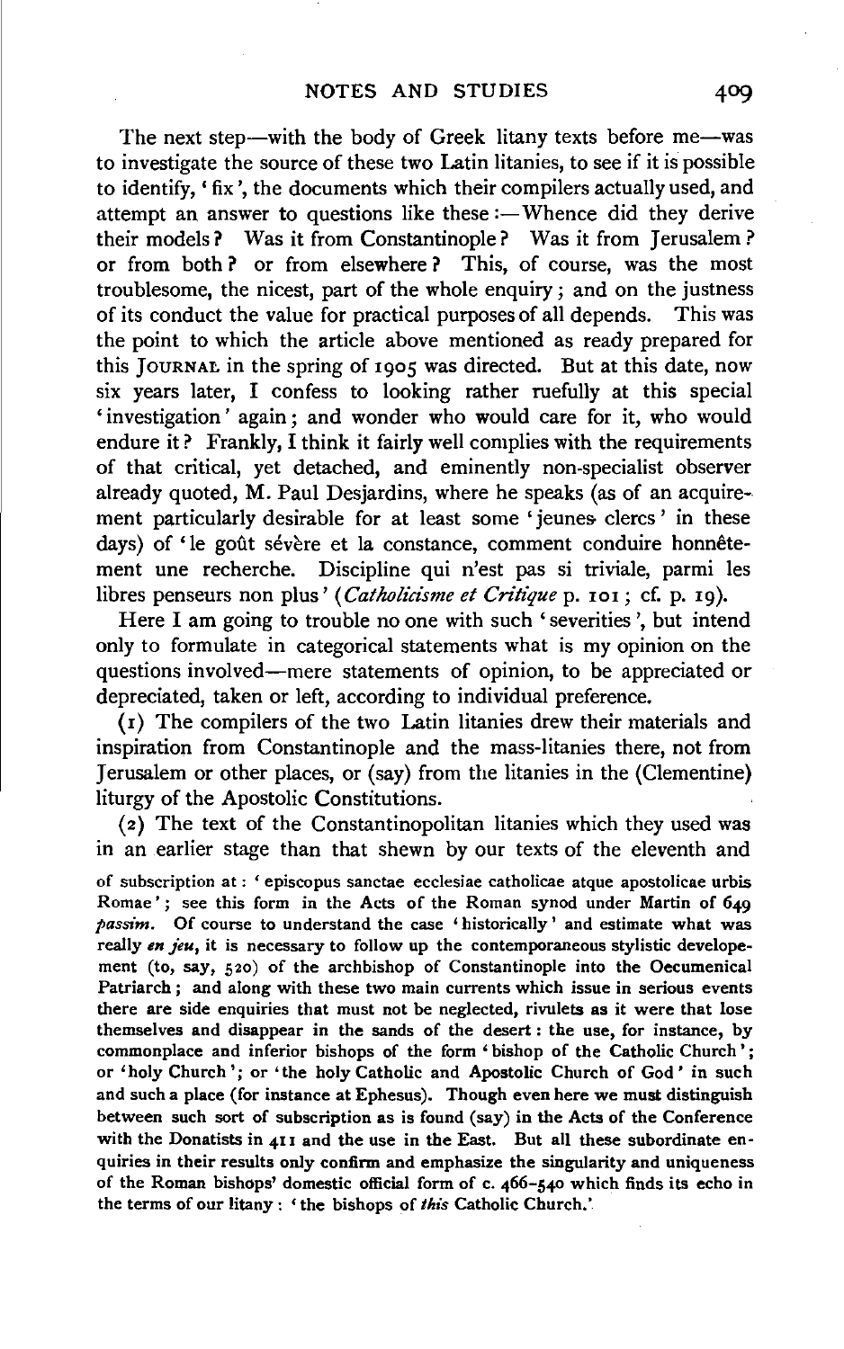The next step—with the body of Greek litany texts before me—was to investigate the source of these two Latin litanies, to see if it is possible to identify, 'fix', the documents which their compilers actually used, and attempt an answer to questions like these:—Whence did they derive their models? Was it from Constantinople? Was it from Jerusalem? or from both? or from elsewhere? This, of course, was the most troublesome, the nicest, part of the whole enquiry; and on the justness of its conduct the value for practical purposes of all depends. This was the point to which the article above mentioned as ready prepared for this JOURNAL in the spring of 1905 was directed. But at this date, now six years later, I confess to looking rather ruefully at this special 'investigation' again; and wonder who would care for it, who would endure it? Frankly, I think it fairly well complies with the requirements of that critical, yet detached, and eminently non-specialist observer already quoted, M. Paul Desjardins, where he speaks (as of an acquirement particularly desirable for at least some 'jeunes clercs' in these days) of 'le goût sévère et la constance, comment conduire honnêtement une recherche. Discipline qui n'est pas si triviale, parmi les libres penseurs non plus' (*Catholicisme et Critique* p. 101; cf. p. 19).

Here I am going to trouble no one with such 'severities', but intend only to formulate in categorical statements what is my opinion on the questions involved—mere statements of opinion, to be appreciated or depreciated, taken or left, according to individual preference.

(1) The compilers of the two Latin litanies drew their materials and inspiration from Constantinople and the mass-litanies there, not from Jerusalem or other places, or (say) from the litanies in the (Clementine) liturgy of the Apostolic Constitutions.

(2) The text of the Constantinopolitan litanies which they used was in an earlier stage than that shewn by our texts of the eleventh and

of subscription at: 'episcopus sanctae ecclesiae catholicae atque apostolicae urbis Romae'; see this form in the Acts of the Roman synod under Martin of 649 *passim*. Of course to understand the case 'historically' and estimate what was really *en jeu*, it is necessary to follow up the contemporaneous stylistic developement (to, say, 520) of the archbishop of Constantinople into the Oecumenical Patriarch; and along with these two main currents which issue in serious events there are side enquiries that must not be neglected, rivulets as it were that lose themselves and disappear in the sands of the desert: the use, for instance, by commonplace and inferior bishops of the form 'bishop of the Catholic Church'; or 'holy Church'; or 'the holy Catholic and Apostolic Church of God' in such and such a place (for instance at Ephesus). Though even here we must distinguish between such sort of subscription as is found (say) in the Acts of the Conference with the Donatists in 411 and the use in the East. But all these subordinate enquiries in their results only confirm and emphasize the singularity and uniqueness of the Roman bishops' domestic official form of c. 466–540 which finds its echo in the terms of our litany: 'the bishops of *this* Catholic Church.'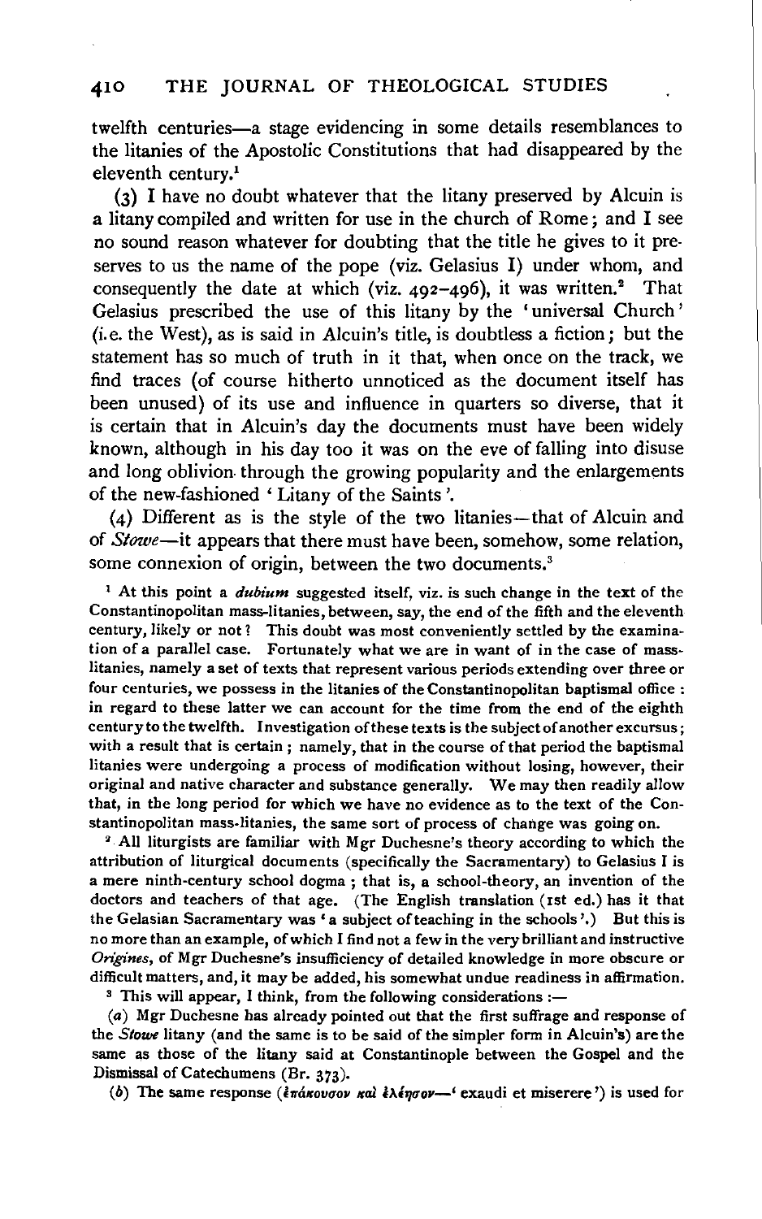twelfth centuries—a stage evidencing in some details resemblances to the litanies of the Apostolic Constitutions that had disappeared by the eleventh century.[1]

(3) I have no doubt whatever that the litany preserved by Alcuin is a litany compiled and written for use in the church of Rome; and I see no sound reason whatever for doubting that the title he gives to it preserves to us the name of the pope (viz. Gelasius I) under whom, and consequently the date at which (viz. 492–496), it was written.[2] That Gelasius prescribed the use of this litany by the 'universal Church' (i.e. the West), as is said in Alcuin's title, is doubtless a fiction; but the statement has so much of truth in it that, when once on the track, we find traces (of course hitherto unnoticed as the document itself has been unused) of its use and influence in quarters so diverse, that it is certain that in Alcuin's day the documents must have been widely known, although in his day too it was on the eve of falling into disuse and long oblivion through the growing popularity and the enlargements of the new-fashioned 'Litany of the Saints'.

(4) Different as is the style of the two litanies—that of Alcuin and of *Stowe*—it appears that there must have been, somehow, some relation, some connexion of origin, between the two documents.[3]

[1] At this point a *dubium* suggested itself, viz. is such change in the text of the Constantinopolitan mass-litanies, between, say, the end of the fifth and the eleventh century, likely or not? This doubt was most conveniently settled by the examination of a parallel case. Fortunately what we are in want of in the case of mass-litanies, namely a set of texts that represent various periods extending over three or four centuries, we possess in the litanies of the Constantinopolitan baptismal office: in regard to these latter we can account for the time from the end of the eighth century to the twelfth. Investigation of these texts is the subject of another excursus; with a result that is certain; namely, that in the course of that period the baptismal litanies were undergoing a process of modification without losing, however, their original and native character and substance generally. We may then readily allow that, in the long period for which we have no evidence as to the text of the Constantinopolitan mass-litanies, the same sort of process of change was going on.

[2] All liturgists are familiar with Mgr Duchesne's theory according to which the attribution of liturgical documents (specifically the Sacramentary) to Gelasius I is a mere ninth-century school dogma; that is, a school-theory, an invention of the doctors and teachers of that age. (The English translation (1st ed.) has it that the Gelasian Sacramentary was 'a subject of teaching in the schools'.) But this is no more than an example, of which I find not a few in the very brilliant and instructive *Origines*, of Mgr Duchesne's insufficiency of detailed knowledge in more obscure or difficult matters, and, it may be added, his somewhat undue readiness in affirmation.

[3] This will appear, I think, from the following considerations:—

(*a*) Mgr Duchesne has already pointed out that the first suffrage and response of the *Stowe* litany (and the same is to be said of the simpler form in Alcuin's) are the same as those of the litany said at Constantinople between the Gospel and the Dismissal of Catechumens (Br. 373).

(*b*) The same response (ἐπάκουσον καὶ ἐλέησον—'exaudi et miserere') is used for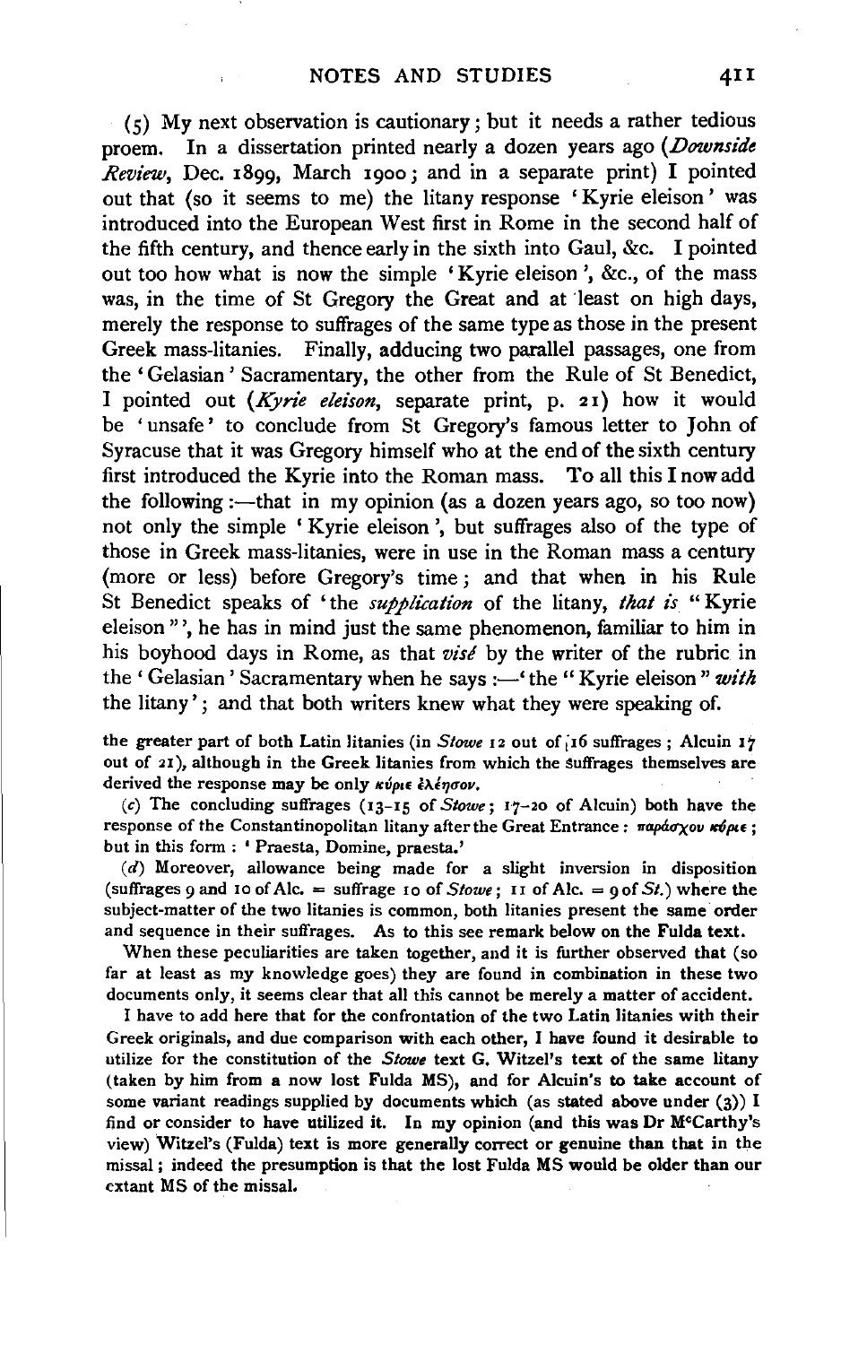(5) My next observation is cautionary; but it needs a rather tedious proem. In a dissertation printed nearly a dozen years ago (*Downside Review*, Dec. 1899, March 1900; and in a separate print) I pointed out that (so it seems to me) the litany response 'Kyrie eleison' was introduced into the European West first in Rome in the second half of the fifth century, and thence early in the sixth into Gaul, &c. I pointed out too how what is now the simple 'Kyrie eleison', &c., of the mass was, in the time of St Gregory the Great and at least on high days, merely the response to suffrages of the same type as those in the present Greek mass-litanies. Finally, adducing two parallel passages, one from the 'Gelasian' Sacramentary, the other from the Rule of St Benedict, I pointed out (*Kyrie eleison*, separate print, p. 21) how it would be 'unsafe' to conclude from St Gregory's famous letter to John of Syracuse that it was Gregory himself who at the end of the sixth century first introduced the Kyrie into the Roman mass. To all this I now add the following:—that in my opinion (as a dozen years ago, so too now) not only the simple 'Kyrie eleison', but suffrages also of the type of those in Greek mass-litanies, were in use in the Roman mass a century (more or less) before Gregory's time; and that when in his Rule St Benedict speaks of 'the *supplication* of the litany, *that is* "Kyrie eleison"', he has in mind just the same phenomenon, familiar to him in his boyhood days in Rome, as that *visé* by the writer of the rubric in the 'Gelasian' Sacramentary when he says:—'the "Kyrie eleison" *with* the litany'; and that both writers knew what they were speaking of.

the greater part of both Latin litanies (in *Stowe* 12 out of 16 suffrages; Alcuin 17 out of 21), although in the Greek litanies from which the suffrages themselves are derived the response may be only κύριε ἐλέησον.

(*c*) The concluding suffrages (13–15 of *Stowe*; 17–20 of Alcuin) both have the response of the Constantinopolitan litany after the Great Entrance: παράσχου κύριε; but in this form: 'Praesta, Domine, praesta.'

(*d*) Moreover, allowance being made for a slight inversion in disposition (suffrages 9 and 10 of Alc. = suffrage 10 of *Stowe*; 11 of Alc. = 9 of *St.*) where the subject-matter of the two litanies is common, both litanies present the same order and sequence in their suffrages. As to this see remark below on the Fulda text.

When these peculiarities are taken together, and it is further observed that (so far at least as my knowledge goes) they are found in combination in these two documents only, it seems clear that all this cannot be merely a matter of accident.

I have to add here that for the confrontation of the two Latin litanies with their Greek originals, and due comparison with each other, I have found it desirable to utilize for the constitution of the *Stowe* text G. Witzel's text of the same litany (taken by him from a now lost Fulda MS), and for Alcuin's to take account of some variant readings supplied by documents which (as stated above under (3)) I find or consider to have utilized it. In my opinion (and this was Dr McCarthy's view) Witzel's (Fulda) text is more generally correct or genuine than that in the missal; indeed the presumption is that the lost Fulda MS would be older than our extant MS of the missal.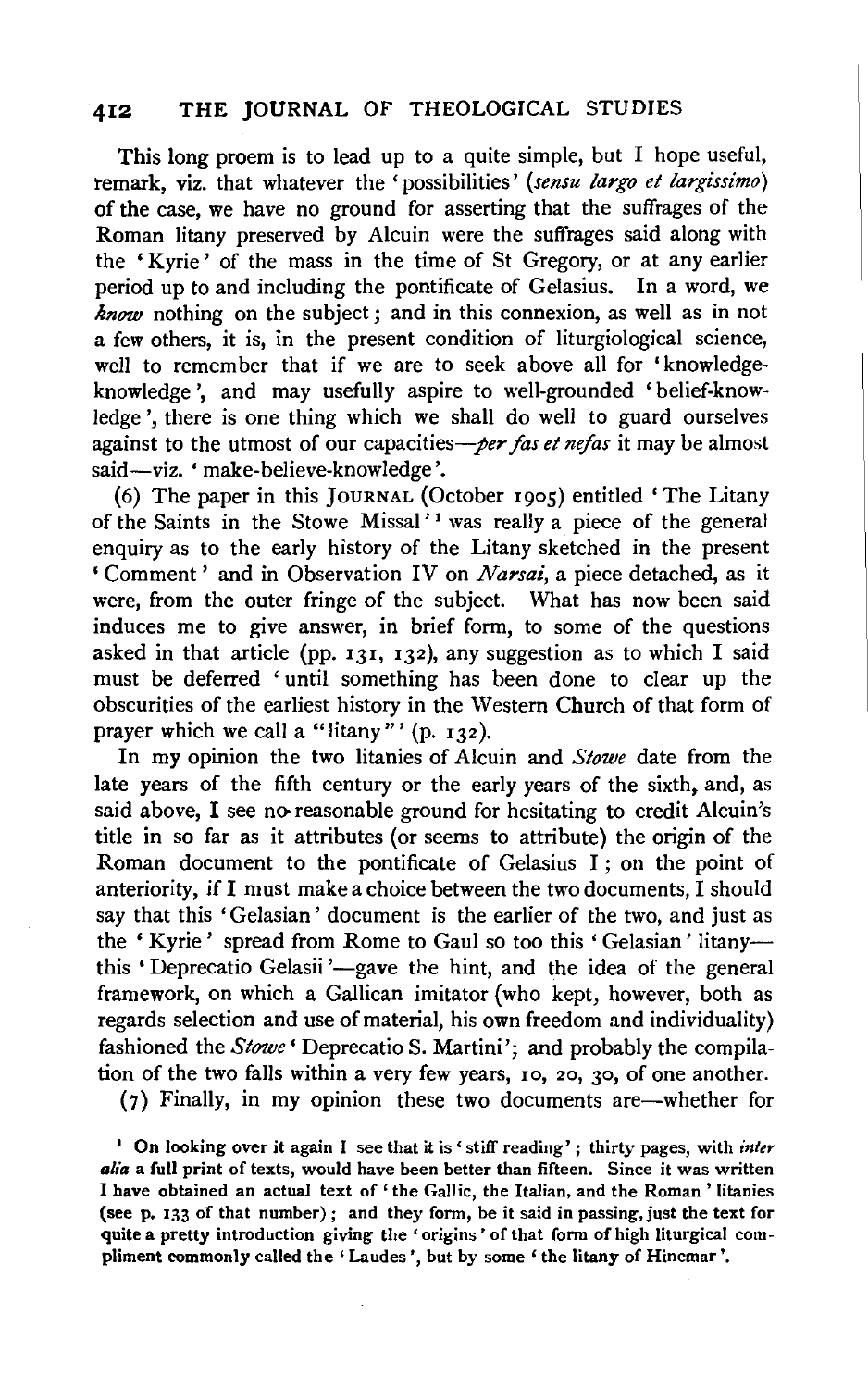This long proem is to lead up to a quite simple, but I hope useful, remark, viz. that whatever the 'possibilities' (*sensu largo et largissimo*) of the case, we have no ground for asserting that the suffrages of the Roman litany preserved by Alcuin were the suffrages said along with the 'Kyrie' of the mass in the time of St Gregory, or at any earlier period up to and including the pontificate of Gelasius. In a word, we *know* nothing on the subject; and in this connexion, as well as in not a few others, it is, in the present condition of liturgiological science, well to remember that if we are to seek above all for 'knowledge-knowledge', and may usefully aspire to well-grounded 'belief-knowledge', there is one thing which we shall do well to guard ourselves against to the utmost of our capacities—*per fas et nefas* it may be almost said—viz. 'make-believe-knowledge'.

(6) The paper in this JOURNAL (October 1905) entitled 'The Litany of the Saints in the Stowe Missal'[1] was really a piece of the general enquiry as to the early history of the Litany sketched in the present 'Comment' and in Observation IV on *Narsai*, a piece detached, as it were, from the outer fringe of the subject. What has now been said induces me to give answer, in brief form, to some of the questions asked in that article (pp. 131, 132), any suggestion as to which I said must be deferred 'until something has been done to clear up the obscurities of the earliest history in the Western Church of that form of prayer which we call a "litany"' (p. 132).

In my opinion the two litanies of Alcuin and *Stowe* date from the late years of the fifth century or the early years of the sixth, and, as said above, I see no reasonable ground for hesitating to credit Alcuin's title in so far as it attributes (or seems to attribute) the origin of the Roman document to the pontificate of Gelasius I; on the point of anteriority, if I must make a choice between the two documents, I should say that this 'Gelasian' document is the earlier of the two, and just as the 'Kyrie' spread from Rome to Gaul so too this 'Gelasian' litany—this 'Deprecatio Gelasii'—gave the hint, and the idea of the general framework, on which a Gallican imitator (who kept, however, both as regards selection and use of material, his own freedom and individuality) fashioned the *Stowe* 'Deprecatio S. Martini'; and probably the compilation of the two falls within a very few years, 10, 20, 30, of one another.

(7) Finally, in my opinion these two documents are—whether for

[1] On looking over it again I see that it is 'stiff reading'; thirty pages, with *inter alia* a full print of texts, would have been better than fifteen. Since it was written I have obtained an actual text of 'the Gallic, the Italian, and the Roman' litanies (see p. 133 of that number); and they form, be it said in passing, just the text for quite a pretty introduction giving the 'origins' of that form of high liturgical compliment commonly called the 'Laudes', but by some 'the litany of Hincmar'.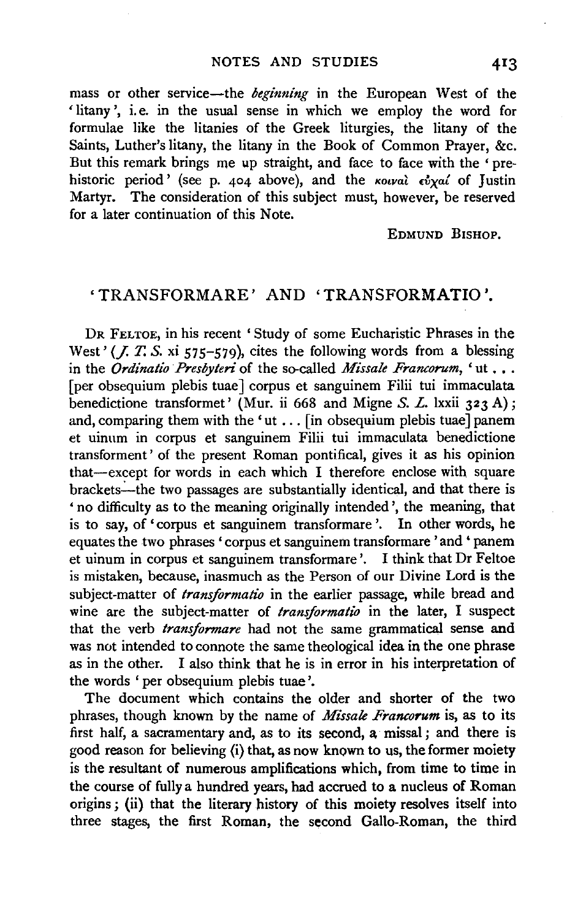mass or other service—the *beginning* in the European West of the 'litany', i.e. in the usual sense in which we employ the word for formulae like the litanies of the Greek liturgies, the litany of the Saints, Luther's litany, the litany in the Book of Common Prayer, &c. But this remark brings me up straight, and face to face with the 'prehistoric period' (see p. 404 above), and the κοιναὶ εὐχαί of Justin Martyr. The consideration of this subject must, however, be reserved for a later continuation of this Note.

EDMUND BISHOP.

## 'TRANSFORMARE' AND 'TRANSFORMATIO'.

DR FELTOE, in his recent 'Study of some Eucharistic Phrases in the West' (*J. T. S.* xi 575–579), cites the following words from a blessing in the *Ordinatio Presbyteri* of the so-called *Missale Francorum*, 'ut . . . [per obsequium plebis tuae] corpus et sanguinem Filii tui immaculata benedictione transformet' (Mur. ii 668 and Migne *S. L.* lxxii 323 A); and, comparing them with the 'ut . . . [in obsequium plebis tuae] panem et uinum in corpus et sanguinem Filii tui immaculata benedictione transforment' of the present Roman pontifical, gives it as his opinion that—except for words in each which I therefore enclose with square brackets—the two passages are substantially identical, and that there is 'no difficulty as to the meaning originally intended', the meaning, that is to say, of 'corpus et sanguinem transformare'. In other words, he equates the two phrases 'corpus et sanguinem transformare' and 'panem et uinum in corpus et sanguinem transformare'. I think that Dr Feltoe is mistaken, because, inasmuch as the Person of our Divine Lord is the subject-matter of *transformatio* in the earlier passage, while bread and wine are the subject-matter of *transformatio* in the later, I suspect that the verb *transformare* had not the same grammatical sense and was not intended to connote the same theological idea in the one phrase as in the other. I also think that he is in error in his interpretation of the words 'per obsequium plebis tuae'.

The document which contains the older and shorter of the two phrases, though known by the name of *Missale Francorum* is, as to its first half, a sacramentary and, as to its second, a missal; and there is good reason for believing (i) that, as now known to us, the former moiety is the resultant of numerous amplifications which, from time to time in the course of fully a hundred years, had accrued to a nucleus of Roman origins; (ii) that the literary history of this moiety resolves itself into three stages, the first Roman, the second Gallo-Roman, the third